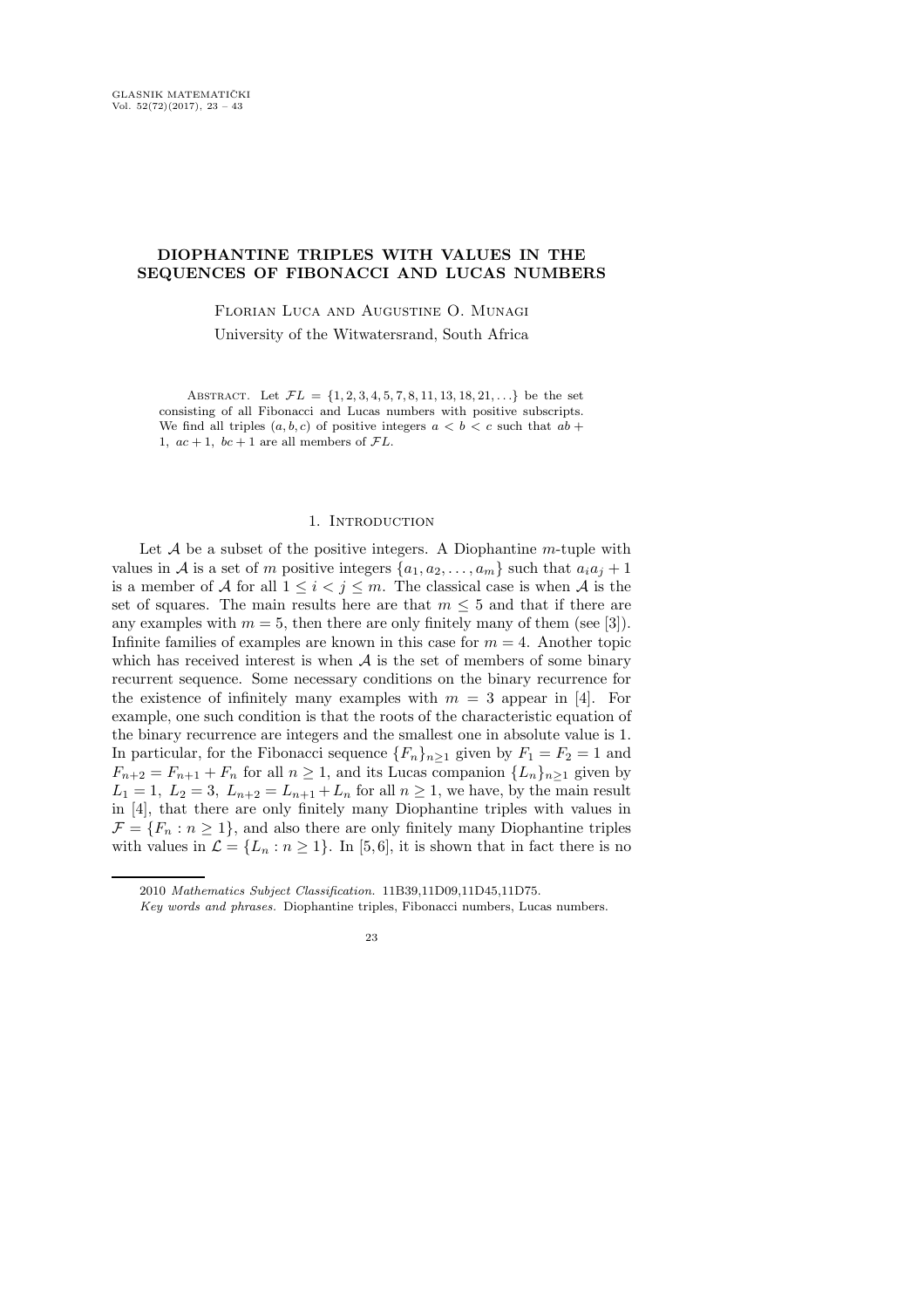# DIOPHANTINE TRIPLES WITH VALUES IN THE SEQUENCES OF FIBONACCI AND LUCAS NUMBERS

Florian Luca and Augustine O. Munagi

University of the Witwatersrand, South Africa

Abstract. Let $\mathcal{FL} = \{1, 2, 3, 4, 5, 7, 8, 11, 13, 18, 21, \ldots\}$ be the set consisting of all Fibonacci and Lucas numbers with positive subscripts. We find all triples $(a, b, c)$ of positive integers $a < b < c$ such that $ab + 1$, $ac + 1$, $bc + 1$ are all members of $\mathcal{FL}$.

## 1. Introduction

Let $\mathcal{A}$ be a subset of the positive integers. A Diophantine $m$-tuple with values in $\mathcal{A}$ is a set of $m$ positive integers $\{a_1, a_2, \ldots, a_m\}$ such that $a_i a_j + 1$ is a member of $\mathcal{A}$ for all $1 \le i < j \le m$. The classical case is when $\mathcal{A}$ is the set of squares. The main results here are that $m \le 5$ and that if there are any examples with $m = 5$, then there are only finitely many of them (see [3]). Infinite families of examples are known in this case for $m = 4$. Another topic which has received interest is when $\mathcal{A}$ is the set of members of some binary recurrent sequence. Some necessary conditions on the binary recurrence for the existence of infinitely many examples with $m = 3$ appear in [4]. For example, one such condition is that the roots of the characteristic equation of the binary recurrence are integers and the smallest one in absolute value is 1. In particular, for the Fibonacci sequence $\{F_n\}_{n \ge 1}$ given by $F_1 = F_2 = 1$ and $F_{n+2} = F_{n+1} + F_n$ for all $n \ge 1$, and its Lucas companion $\{L_n\}_{n \ge 1}$ given by $L_1 = 1$, $L_2 = 3$, $L_{n+2} = L_{n+1} + L_n$ for all $n \ge 1$, we have, by the main result in [4], that there are only finitely many Diophantine triples with values in $\mathcal{F} = \{F_n : n \ge 1\}$, and also there are only finitely many Diophantine triples with values in $\mathcal{L} = \{L_n : n \ge 1\}$. In [5,6], it is shown that in fact there is no

2010 *Mathematics Subject Classification.* 11B39,11D09,11D45,11D75.

*Key words and phrases.* Diophantine triples, Fibonacci numbers, Lucas numbers.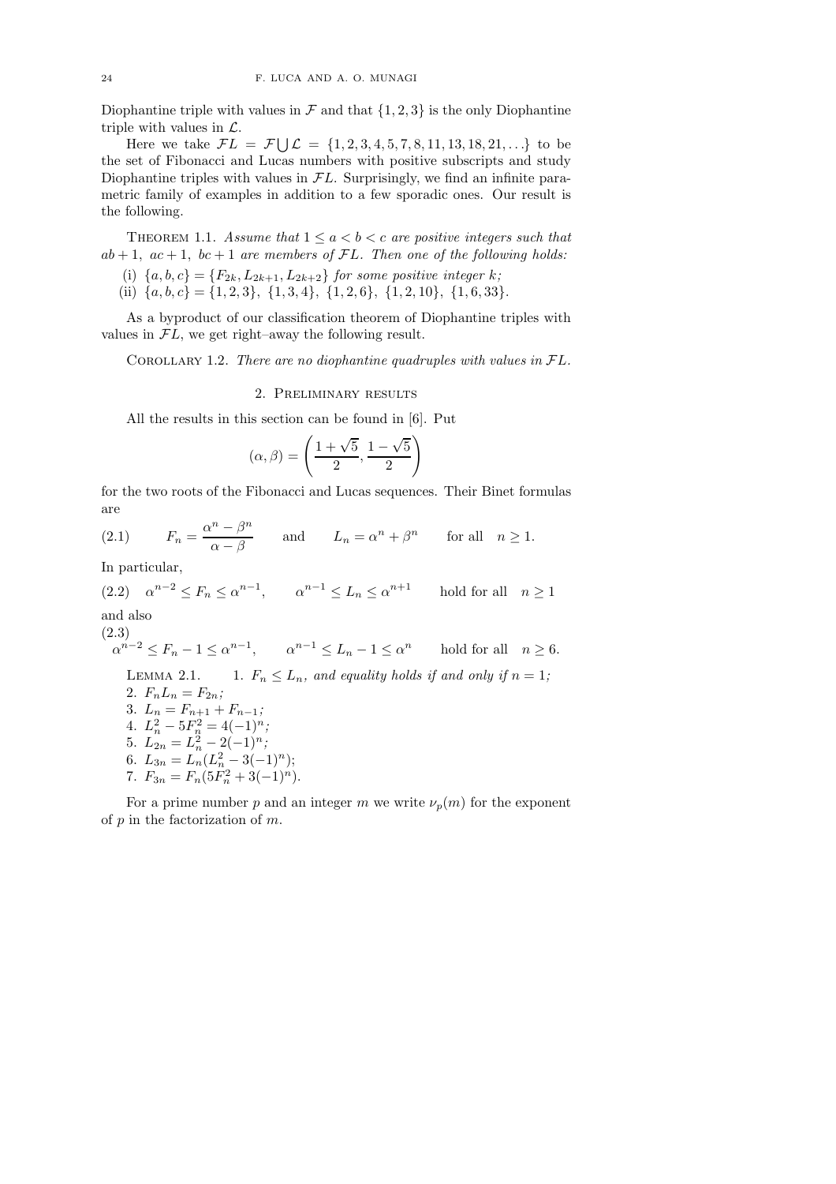Diophantine triple with values in $\mathcal{F}$ and that $\{1, 2, 3\}$ is the only Diophantine triple with values in $\mathcal{L}$.

Here we take $\mathcal{FL} = \mathcal{F} \bigcup \mathcal{L} = \{1, 2, 3, 4, 5, 7, 8, 11, 13, 18, 21, \ldots\}$ to be the set of Fibonacci and Lucas numbers with positive subscripts and study Diophantine triples with values in $\mathcal{FL}$. Surprisingly, we find an infinite parametric family of examples in addition to a few sporadic ones. Our result is the following.

Theorem 1.1. *Assume that $1 \le a < b < c$ are positive integers such that $ab + 1$, $ac + 1$, $bc + 1$ are members of $\mathcal{FL}$. Then one of the following holds:*

(i) *$\{a, b, c\} = \{F_{2k}, L_{2k+1}, L_{2k+2}\}$ for some positive integer $k$;*

(ii) *$\{a, b, c\} = \{1, 2, 3\}$, $\{1, 3, 4\}$, $\{1, 2, 6\}$, $\{1, 2, 10\}$, $\{1, 6, 33\}$.*

As a byproduct of our classification theorem of Diophantine triples with values in $\mathcal{FL}$, we get right–away the following result.

Corollary 1.2. *There are no diophantine quadruples with values in $\mathcal{FL}$.*

## 2. Preliminary results

All the results in this section can be found in [6]. Put

$$(\alpha, \beta) = \left( \frac{1 + \sqrt{5}}{2}, \frac{1 - \sqrt{5}}{2} \right)$$

for the two roots of the Fibonacci and Lucas sequences. Their Binet formulas are

$$F_n = \frac{\alpha^n - \beta^n}{\alpha - \beta} \qquad \text{and} \qquad L_n = \alpha^n + \beta^n \qquad \text{for all} \quad n \ge 1. \tag{2.1}$$

In particular,

$$\alpha^{n-2} \le F_n \le \alpha^{n-1}, \qquad \alpha^{n-1} \le L_n \le \alpha^{n+1} \qquad \text{hold for all} \quad n \ge 1 \tag{2.2}$$

and also

$$\alpha^{n-2} \le F_n - 1 \le \alpha^{n-1}, \qquad \alpha^{n-1} \le L_n - 1 \le \alpha^n \qquad \text{hold for all} \quad n \ge 6. \tag{2.3}$$

Lemma 2.1.

1. *$F_n \le L_n$, and equality holds if and only if $n = 1$;*
2. *$F_n L_n = F_{2n}$;*
3. *$L_n = F_{n+1} + F_{n-1}$;*
4. *$L_n^2 - 5F_n^2 = 4(-1)^n$;*
5. *$L_{2n} = L_n^2 - 2(-1)^n$;*
6. *$L_{3n} = L_n(L_n^2 - 3(-1)^n)$;*
7. *$F_{3n} = F_n(5F_n^2 + 3(-1)^n)$.*

For a prime number $p$ and an integer $m$ we write $\nu_p(m)$ for the exponent of $p$ in the factorization of $m$.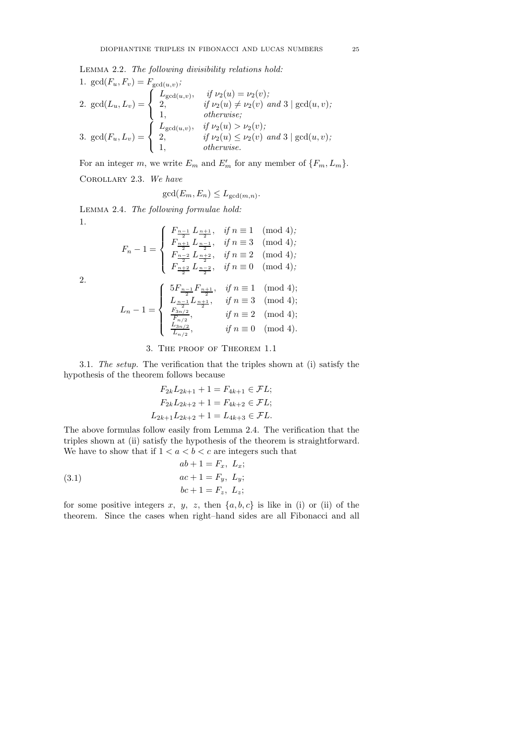Lemma 2.2. *The following divisibility relations hold:*

1. $\gcd(F_u, F_v) = F_{\gcd(u,v)}$;

2. $\gcd(L_u, L_v) = \begin{cases} L_{\gcd(u,v)}, & \textit{if } \nu_2(u) = \nu_2(v); \\ 2, & \textit{if } \nu_2(u) \neq \nu_2(v) \textit{ and } 3 \mid \gcd(u,v); \\ 1, & \textit{otherwise;} \end{cases}$

3. $\gcd(F_u, L_v) = \begin{cases} L_{\gcd(u,v)}, & \textit{if } \nu_2(u) > \nu_2(v); \\ 2, & \textit{if } \nu_2(u) \leq \nu_2(v) \textit{ and } 3 \mid \gcd(u,v); \\ 1, & \textit{otherwise.} \end{cases}$

For an integer $m$, we write $E_m$ and $E'_m$ for any member of $\{F_m, L_m\}$.

Corollary 2.3. *We have*

$$\gcd(E_m, E_n) \leq L_{\gcd(m,n)}.$$

Lemma 2.4. *The following formulae hold:*

1.

$$F_n - 1 = \begin{cases} F_{\frac{n-1}{2}} L_{\frac{n+1}{2}}, & \textit{if } n \equiv 1 \pmod 4; \\ F_{\frac{n+1}{2}} L_{\frac{n-1}{2}}, & \textit{if } n \equiv 3 \pmod 4; \\ F_{\frac{n-2}{2}} L_{\frac{n+2}{2}}, & \textit{if } n \equiv 2 \pmod 4; \\ F_{\frac{n+2}{2}} L_{\frac{n-2}{2}}, & \textit{if } n \equiv 0 \pmod 4; \end{cases}$$

2.

$$L_n - 1 = \begin{cases} 5F_{\frac{n-1}{2}} F_{\frac{n+1}{2}}, & \textit{if } n \equiv 1 \pmod 4; \\ L_{\frac{n-1}{2}} L_{\frac{n+1}{2}}, & \textit{if } n \equiv 3 \pmod 4; \\ \frac{F_{3n/2}}{F_{n/2}}, & \textit{if } n \equiv 2 \pmod 4; \\ \frac{L_{3n/2}}{L_{n/2}}, & \textit{if } n \equiv 0 \pmod 4. \end{cases}$$

## 3. The proof of Theorem 1.1

3.1. *The setup.* The verification that the triples shown at (i) satisfy the hypothesis of the theorem follows because

$$F_{2k} L_{2k+1} + 1 = F_{4k+1} \in \mathcal{F}L;$$
$$F_{2k} L_{2k+2} + 1 = F_{4k+2} \in \mathcal{F}L;$$
$$L_{2k+1} L_{2k+2} + 1 = L_{4k+3} \in \mathcal{F}L.$$

The above formulas follow easily from Lemma 2.4. The verification that the triples shown at (ii) satisfy the hypothesis of the theorem is straightforward. We have to show that if $1 < a < b < c$ are integers such that

$$\begin{aligned} ab + 1 &= F_x,\ L_x; \\ ac + 1 &= F_y,\ L_y; \\ bc + 1 &= F_z,\ L_z; \end{aligned} \tag{3.1}$$

for some positive integers $x$, $y$, $z$, then $\{a, b, c\}$ is like in (i) or (ii) of the theorem. Since the cases when right–hand sides are all Fibonacci and all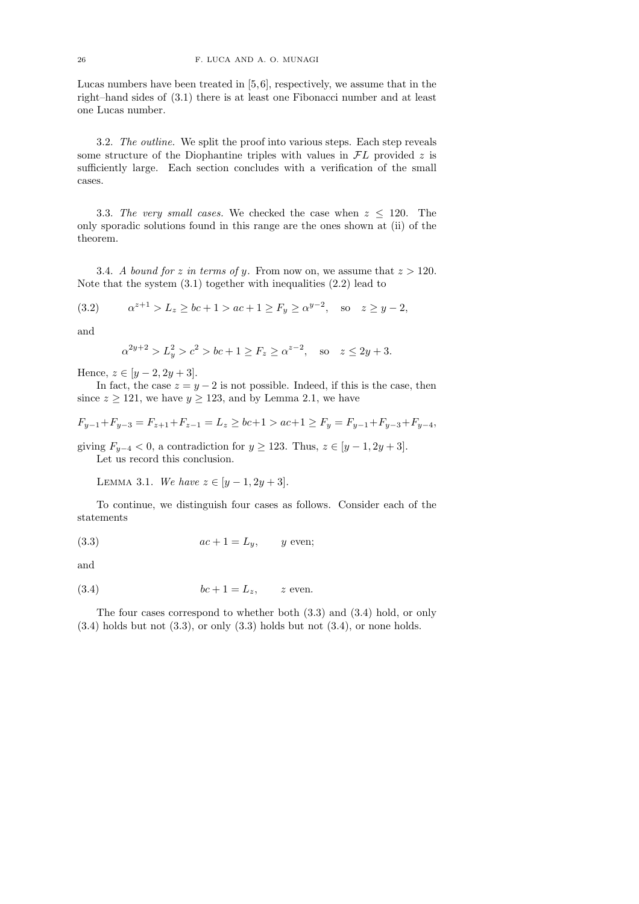Lucas numbers have been treated in [5,6], respectively, we assume that in the right–hand sides of (3.1) there is at least one Fibonacci number and at least one Lucas number.

3.2. *The outline.* We split the proof into various steps. Each step reveals some structure of the Diophantine triples with values in $\mathcal{FL}$ provided $z$ is sufficiently large. Each section concludes with a verification of the small cases.

3.3. *The very small cases.* We checked the case when $z \le 120$. The only sporadic solutions found in this range are the ones shown at (ii) of the theorem.

3.4. *A bound for $z$ in terms of $y$.* From now on, we assume that $z > 120$. Note that the system (3.1) together with inequalities (2.2) lead to

$$\alpha^{z+1} > L_z \ge bc+1 > ac+1 \ge F_y \ge \alpha^{y-2}, \quad \text{so} \quad z \ge y-2, \tag{3.2}$$

and

$$\alpha^{2y+2} > L_y^2 > c^2 > bc+1 \ge F_z \ge \alpha^{z-2}, \quad \text{so} \quad z \le 2y+3.$$

Hence, $z \in [y-2, 2y+3]$.

In fact, the case $z = y-2$ is not possible. Indeed, if this is the case, then since $z \ge 121$, we have $y \ge 123$, and by Lemma 2.1, we have

$$F_{y-1}+F_{y-3} = F_{z+1}+F_{z-1} = L_z \ge bc+1 > ac+1 \ge F_y = F_{y-1}+F_{y-3}+F_{y-4},$$

giving $F_{y-4} < 0$, a contradiction for $y \ge 123$. Thus, $z \in [y-1, 2y+3]$.

Let us record this conclusion.

LEMMA 3.1. *We have $z \in [y-1, 2y+3]$.*

To continue, we distinguish four cases as follows. Consider each of the statements

$$ac+1 = L_y, \qquad y \text{ even}; \tag{3.3}$$

and

$$bc+1 = L_z, \qquad z \text{ even}. \tag{3.4}$$

The four cases correspond to whether both (3.3) and (3.4) hold, or only (3.4) holds but not (3.3), or only (3.3) holds but not (3.4), or none holds.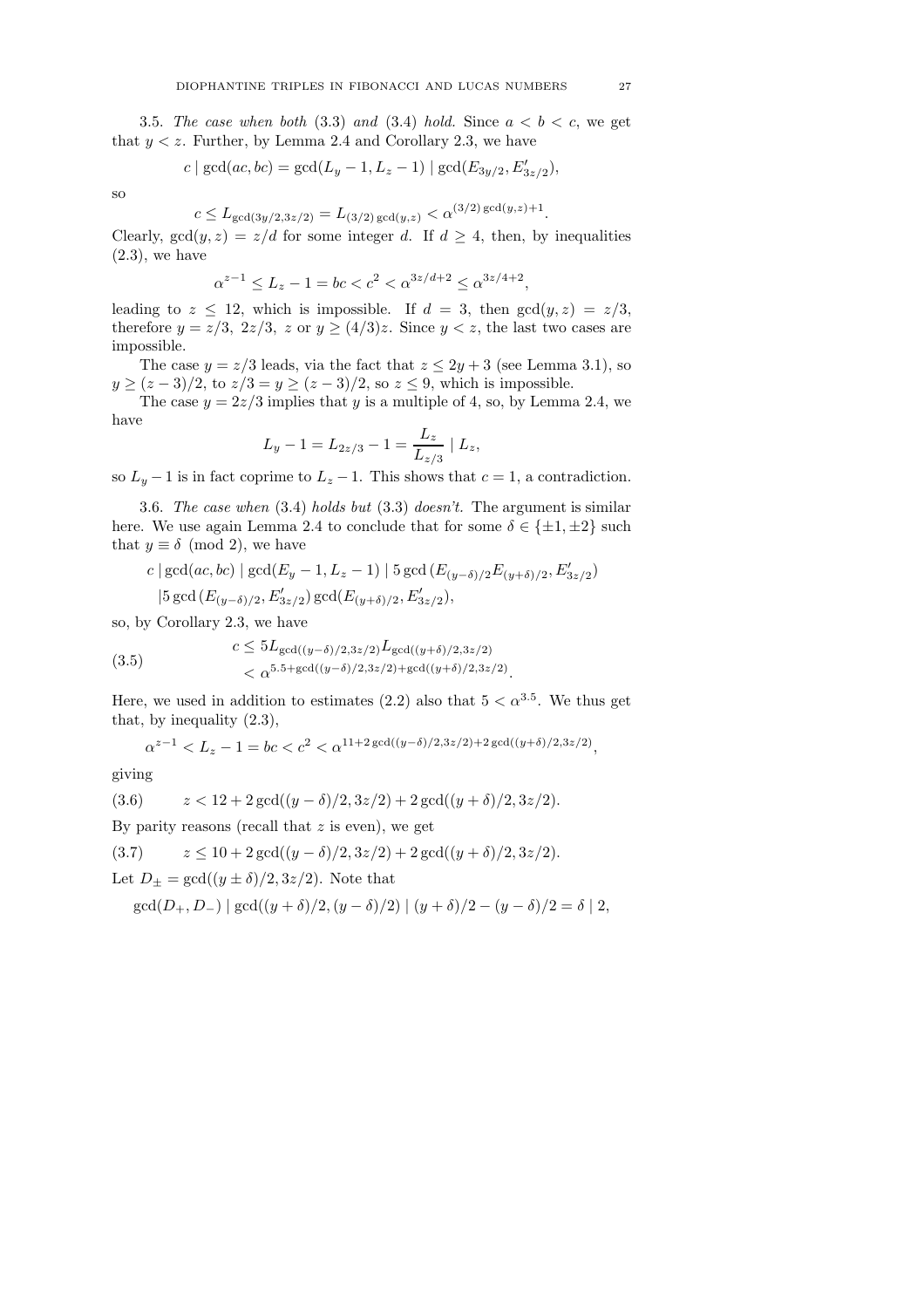3.5. *The case when both* (3.3) *and* (3.4) *hold.* Since $a < b < c$, we get that $y < z$. Further, by Lemma 2.4 and Corollary 2.3, we have

$$c \mid \gcd(ac, bc) = \gcd(L_y - 1, L_z - 1) \mid \gcd(E_{3y/2}, E'_{3z/2}),$$

so

$$c \leq L_{\gcd(3y/2, 3z/2)} = L_{(3/2)\gcd(y,z)} < \alpha^{(3/2)\gcd(y,z)+1}.$$

Clearly, $\gcd(y, z) = z/d$ for some integer $d$. If $d \geq 4$, then, by inequalities (2.3), we have

$$\alpha^{z-1} \leq L_z - 1 = bc < c^2 < \alpha^{3z/d+2} \leq \alpha^{3z/4+2},$$

leading to $z \leq 12$, which is impossible. If $d = 3$, then $\gcd(y, z) = z/3$, therefore $y = z/3$, $2z/3$, $z$ or $y \geq (4/3)z$. Since $y < z$, the last two cases are impossible.

The case $y = z/3$ leads, via the fact that $z \leq 2y + 3$ (see Lemma 3.1), so $y \geq (z-3)/2$, to $z/3 = y \geq (z-3)/2$, so $z \leq 9$, which is impossible.

The case $y = 2z/3$ implies that $y$ is a multiple of 4, so, by Lemma 2.4, we have

$$L_y - 1 = L_{2z/3} - 1 = \frac{L_z}{L_{z/3}} \mid L_z,$$

so $L_y - 1$ is in fact coprime to $L_z - 1$. This shows that $c = 1$, a contradiction.

3.6. *The case when* (3.4) *holds but* (3.3) *doesn't.* The argument is similar here. We use again Lemma 2.4 to conclude that for some $\delta \in \{\pm 1, \pm 2\}$ such that $y \equiv \delta \pmod 2$, we have

$$\begin{aligned} c \mid \gcd(ac, bc) &\mid \gcd(E_y - 1, L_z - 1) \mid 5\gcd\left(E_{(y-\delta)/2}E_{(y+\delta)/2}, E'_{3z/2}\right) \\ &\mid 5\gcd\left(E_{(y-\delta)/2}, E'_{3z/2}\right)\gcd(E_{(y+\delta)/2}, E'_{3z/2}), \end{aligned}$$

so, by Corollary 2.3, we have

$$\begin{aligned} c &\leq 5L_{\gcd((y-\delta)/2, 3z/2)}L_{\gcd((y+\delta)/2, 3z/2)} \\ &< \alpha^{5.5+\gcd((y-\delta)/2, 3z/2)+\gcd((y+\delta)/2, 3z/2)}. \end{aligned} \tag{3.5}$$

Here, we used in addition to estimates (2.2) also that $5 < \alpha^{3.5}$. We thus get that, by inequality (2.3),

$$\alpha^{z-1} < L_z - 1 = bc < c^2 < \alpha^{11+2\gcd((y-\delta)/2, 3z/2)+2\gcd((y+\delta)/2, 3z/2)},$$

giving

$$z < 12 + 2\gcd((y-\delta)/2, 3z/2) + 2\gcd((y+\delta)/2, 3z/2). \tag{3.6}$$

By parity reasons (recall that $z$ is even), we get

$$z \leq 10 + 2\gcd((y-\delta)/2, 3z/2) + 2\gcd((y+\delta)/2, 3z/2). \tag{3.7}$$

Let $D_\pm = \gcd((y \pm \delta)/2, 3z/2)$. Note that

$$\gcd(D_+, D_-) \mid \gcd((y+\delta)/2, (y-\delta)/2) \mid (y+\delta)/2 - (y-\delta)/2 = \delta \mid 2,$$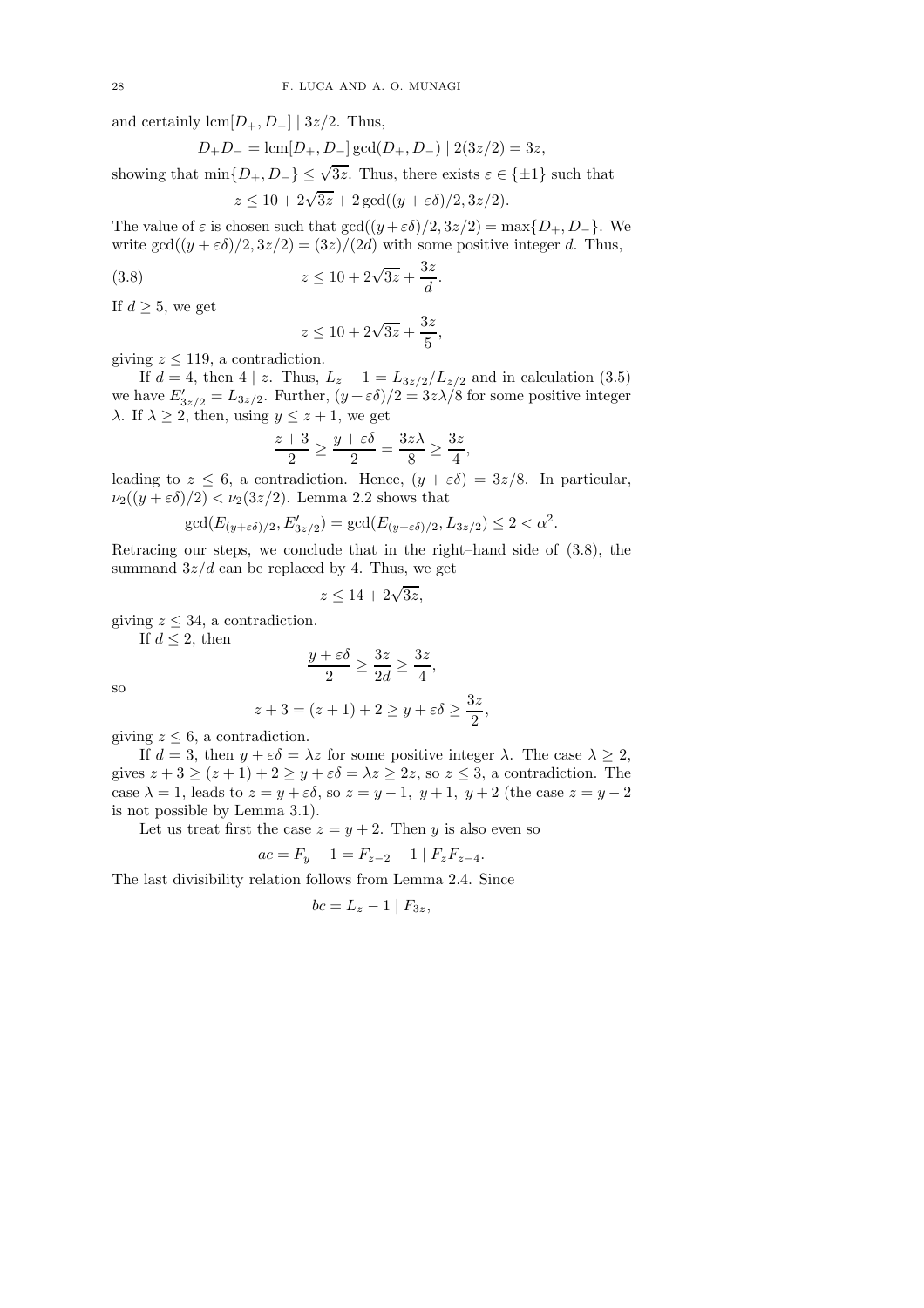and certainly $\text{lcm}[D_+, D_-] \mid 3z/2$. Thus,

$$D_+ D_- = \text{lcm}[D_+, D_-] \gcd(D_+, D_-) \mid 2(3z/2) = 3z,$$

showing that $\min\{D_+, D_-\} \le \sqrt{3z}$. Thus, there exists $\varepsilon \in \{\pm 1\}$ such that

$$z \le 10 + 2\sqrt{3z} + 2\gcd((y+\varepsilon\delta)/2, 3z/2).$$

The value of $\varepsilon$ is chosen such that $\gcd((y+\varepsilon\delta)/2, 3z/2) = \max\{D_+, D_-\}$. We write $\gcd((y+\varepsilon\delta)/2, 3z/2) = (3z)/(2d)$ with some positive integer $d$. Thus,

$$z \le 10 + 2\sqrt{3z} + \frac{3z}{d}. \tag{3.8}$$

If $d \ge 5$, we get

$$z \le 10 + 2\sqrt{3z} + \frac{3z}{5},$$

giving $z \le 119$, a contradiction.

If $d = 4$, then $4 \mid z$. Thus, $L_z - 1 = L_{3z/2}/L_{z/2}$ and in calculation (3.5) we have $E'_{3z/2} = L_{3z/2}$. Further, $(y+\varepsilon\delta)/2 = 3z\lambda/8$ for some positive integer $\lambda$. If $\lambda \ge 2$, then, using $y \le z+1$, we get

$$\frac{z+3}{2} \ge \frac{y+\varepsilon\delta}{2} = \frac{3z\lambda}{8} \ge \frac{3z}{4},$$

leading to $z \le 6$, a contradiction. Hence, $(y+\varepsilon\delta) = 3z/8$. In particular, $\nu_2((y+\varepsilon\delta)/2) < \nu_2(3z/2)$. Lemma 2.2 shows that

$$\gcd(E_{(y+\varepsilon\delta)/2}, E'_{3z/2}) = \gcd(E_{(y+\varepsilon\delta)/2}, L_{3z/2}) \le 2 < \alpha^2.$$

Retracing our steps, we conclude that in the right–hand side of (3.8), the summand $3z/d$ can be replaced by 4. Thus, we get

$$z \le 14 + 2\sqrt{3z},$$

giving $z \le 34$, a contradiction.

If $d \le 2$, then

$$\frac{y+\varepsilon\delta}{2} \ge \frac{3z}{2d} \ge \frac{3z}{4},$$

so

$$z + 3 = (z+1) + 2 \ge y + \varepsilon\delta \ge \frac{3z}{2},$$

giving $z \le 6$, a contradiction.

If $d = 3$, then $y + \varepsilon\delta = \lambda z$ for some positive integer $\lambda$. The case $\lambda \ge 2$, gives $z + 3 \ge (z+1) + 2 \ge y + \varepsilon\delta = \lambda z \ge 2z$, so $z \le 3$, a contradiction. The case $\lambda = 1$, leads to $z = y + \varepsilon\delta$, so $z = y-1,\ y+1,\ y+2$ (the case $z = y-2$ is not possible by Lemma 3.1).

Let us treat first the case $z = y+2$. Then $y$ is also even so

$$ac = F_y - 1 = F_{z-2} - 1 \mid F_z F_{z-4}.$$

The last divisibility relation follows from Lemma 2.4. Since

$$bc = L_z - 1 \mid F_{3z},$$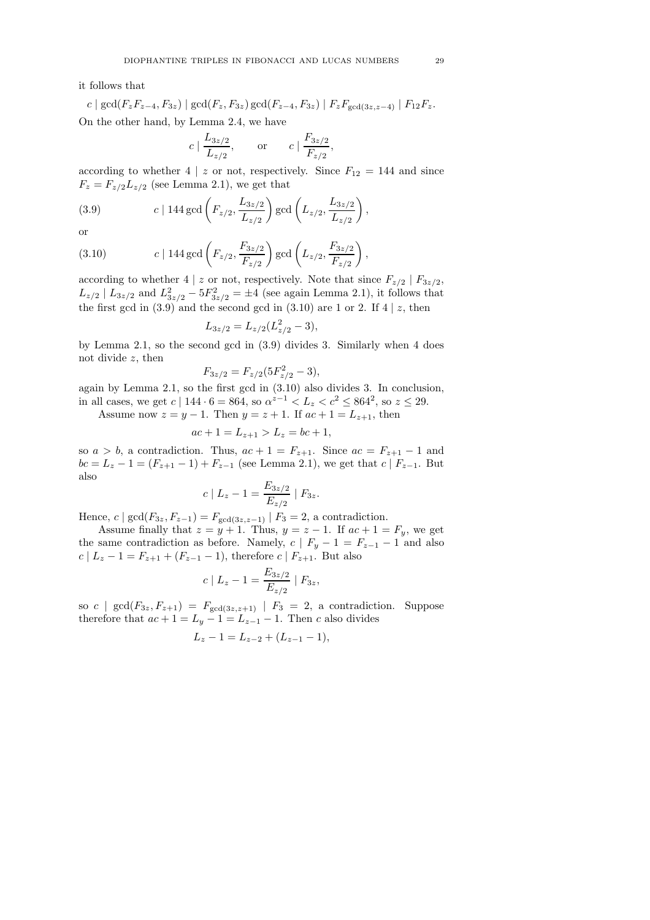it follows that

$$c \mid \gcd(F_z F_{z-4}, F_{3z}) \mid \gcd(F_z, F_{3z}) \gcd(F_{z-4}, F_{3z}) \mid F_z F_{\gcd(3z,z-4)} \mid F_{12} F_z.$$

On the other hand, by Lemma 2.4, we have

$$c \mid \frac{L_{3z/2}}{L_{z/2}}, \qquad \text{or} \qquad c \mid \frac{F_{3z/2}}{F_{z/2}},$$

according to whether $4 \mid z$ or not, respectively. Since $F_{12} = 144$ and since $F_z = F_{z/2} L_{z/2}$ (see Lemma 2.1), we get that

$$c \mid 144 \gcd\left(F_{z/2}, \frac{L_{3z/2}}{L_{z/2}}\right) \gcd\left(L_{z/2}, \frac{L_{3z/2}}{L_{z/2}}\right), \tag{3.9}$$

or

$$c \mid 144 \gcd\left(F_{z/2}, \frac{F_{3z/2}}{F_{z/2}}\right) \gcd\left(L_{z/2}, \frac{F_{3z/2}}{F_{z/2}}\right), \tag{3.10}$$

according to whether $4 \mid z$ or not, respectively. Note that since $F_{z/2} \mid F_{3z/2}$, $L_{z/2} \mid L_{3z/2}$ and $L_{3z/2}^2 - 5F_{3z/2}^2 = \pm 4$ (see again Lemma 2.1), it follows that the first gcd in (3.9) and the second gcd in (3.10) are 1 or 2. If $4 \mid z$, then

$$L_{3z/2} = L_{z/2}(L_{z/2}^2 - 3),$$

by Lemma 2.1, so the second gcd in (3.9) divides 3. Similarly when 4 does not divide $z$, then

$$F_{3z/2} = F_{z/2}(5F_{z/2}^2 - 3),$$

again by Lemma 2.1, so the first gcd in (3.10) also divides 3. In conclusion, in all cases, we get $c \mid 144 \cdot 6 = 864$, so $\alpha^{z-1} < L_z < c^2 \le 864^2$, so $z \le 29$.

Assume now $z = y - 1$. Then $y = z + 1$. If $ac + 1 = L_{z+1}$, then

$$ac + 1 = L_{z+1} > L_z = bc + 1,$$

so $a > b$, a contradiction. Thus, $ac + 1 = F_{z+1}$. Since $ac = F_{z+1} - 1$ and $bc = L_z - 1 = (F_{z+1} - 1) + F_{z-1}$ (see Lemma 2.1), we get that $c \mid F_{z-1}$. But also

$$c \mid L_z - 1 = \frac{E_{3z/2}}{E_{z/2}} \mid F_{3z}.$$

Hence, $c \mid \gcd(F_{3z}, F_{z-1}) = F_{\gcd(3z,z-1)} \mid F_3 = 2$, a contradiction.

Assume finally that $z = y + 1$. Thus, $y = z - 1$. If $ac + 1 = F_y$, we get the same contradiction as before. Namely, $c \mid F_y - 1 = F_{z-1} - 1$ and also $c \mid L_z - 1 = F_{z+1} + (F_{z-1} - 1)$, therefore $c \mid F_{z+1}$. But also

$$c \mid L_z - 1 = \frac{E_{3z/2}}{E_{z/2}} \mid F_{3z},$$

so $c \mid \gcd(F_{3z}, F_{z+1}) = F_{\gcd(3z,z+1)} \mid F_3 = 2$, a contradiction. Suppose therefore that $ac + 1 = L_y - 1 = L_{z-1} - 1$. Then $c$ also divides

$$L_z - 1 = L_{z-2} + (L_{z-1} - 1),$$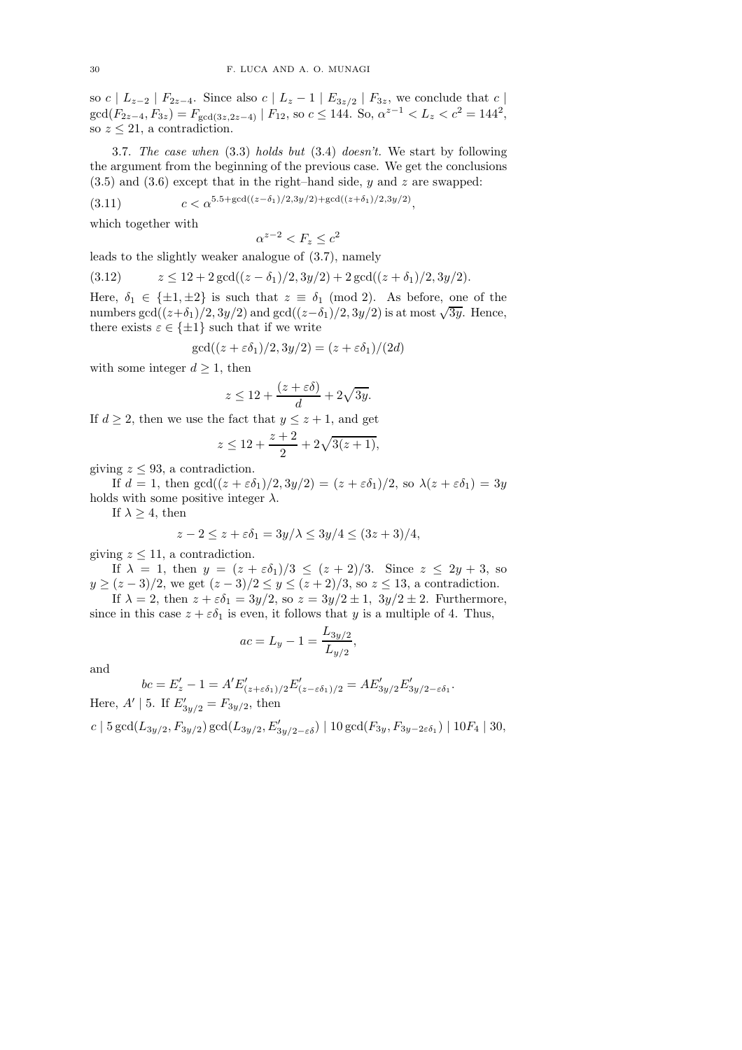so $c \mid L_{z-2} \mid F_{2z-4}$. Since also $c \mid L_z - 1 \mid E_{3z/2} \mid F_{3z}$, we conclude that $c \mid \gcd(F_{2z-4}, F_{3z}) = F_{\gcd(3z,2z-4)} \mid F_{12}$, so $c \leq 144$. So, $\alpha^{z-1} < L_z < c^2 = 144^2$, so $z \leq 21$, a contradiction.

3.7. *The case when* (3.3) *holds but* (3.4) *doesn't.* We start by following the argument from the beginning of the previous case. We get the conclusions (3.5) and (3.6) except that in the right–hand side, $y$ and $z$ are swapped:

$$c < \alpha^{5.5+\gcd((z-\delta_1)/2,3y/2)+\gcd((z+\delta_1)/2,3y/2)}, \tag{3.11}$$

which together with

$$\alpha^{z-2} < F_z \leq c^2$$

leads to the slightly weaker analogue of (3.7), namely

$$z \leq 12 + 2\gcd((z-\delta_1)/2, 3y/2) + 2\gcd((z+\delta_1)/2, 3y/2). \tag{3.12}$$

Here, $\delta_1 \in \{\pm 1, \pm 2\}$ is such that $z \equiv \delta_1 \pmod 2$. As before, one of the numbers $\gcd((z+\delta_1)/2, 3y/2)$ and $\gcd((z-\delta_1)/2, 3y/2)$ is at most $\sqrt{3y}$. Hence, there exists $\varepsilon \in \{\pm 1\}$ such that if we write

$$\gcd((z+\varepsilon\delta_1)/2, 3y/2) = (z+\varepsilon\delta_1)/(2d)$$

with some integer $d \geq 1$, then

$$z \leq 12 + \frac{(z+\varepsilon\delta)}{d} + 2\sqrt{3y}.$$

If $d \geq 2$, then we use the fact that $y \leq z+1$, and get

$$z \leq 12 + \frac{z+2}{2} + 2\sqrt{3(z+1)},$$

giving $z \leq 93$, a contradiction.

If $d = 1$, then $\gcd((z+\varepsilon\delta_1)/2, 3y/2) = (z+\varepsilon\delta_1)/2$, so $\lambda(z+\varepsilon\delta_1) = 3y$ holds with some positive integer $\lambda$.

If $\lambda \geq 4$, then

$$z - 2 \leq z + \varepsilon\delta_1 = 3y/\lambda \leq 3y/4 \leq (3z+3)/4,$$

giving $z \leq 11$, a contradiction.

If $\lambda = 1$, then $y = (z+\varepsilon\delta_1)/3 \leq (z+2)/3$. Since $z \leq 2y+3$, so $y \geq (z-3)/2$, we get $(z-3)/2 \leq y \leq (z+2)/3$, so $z \leq 13$, a contradiction.

If $\lambda = 2$, then $z + \varepsilon\delta_1 = 3y/2$, so $z = 3y/2 \pm 1,\ 3y/2 \pm 2$. Furthermore, since in this case $z + \varepsilon\delta_1$ is even, it follows that $y$ is a multiple of 4. Thus,

$$ac = L_y - 1 = \frac{L_{3y/2}}{L_{y/2}},$$

and

$$bc = E'_z - 1 = A' E'_{(z+\varepsilon\delta_1)/2} E'_{(z-\varepsilon\delta_1)/2} = A E'_{3y/2} E'_{3y/2-\varepsilon\delta_1}.$$

Here, $A' \mid 5$. If $E'_{3y/2} = F_{3y/2}$, then

$$c \mid 5\gcd(L_{3y/2}, F_{3y/2})\gcd(L_{3y/2}, E'_{3y/2-\varepsilon\delta}) \mid 10\gcd(F_{3y}, F_{3y-2\varepsilon\delta_1}) \mid 10F_4 \mid 30,$$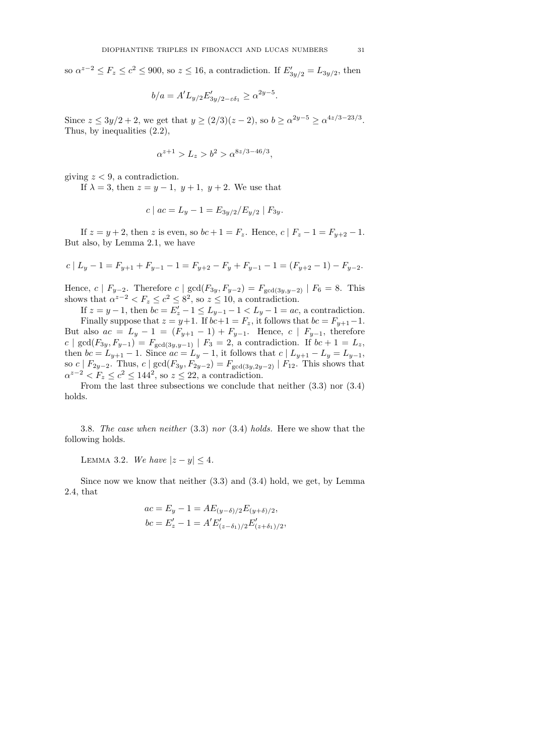so $\alpha^{z-2} \le F_z \le c^2 \le 900$, so $z \le 16$, a contradiction. If $E'_{3y/2} = L_{3y/2}$, then

$$b/a = A' L_{y/2} E'_{3y/2-\varepsilon\delta_1} \ge \alpha^{2y-5}.$$

Since $z \le 3y/2 + 2$, we get that $y \ge (2/3)(z-2)$, so $b \ge \alpha^{2y-5} \ge \alpha^{4z/3-23/3}$. Thus, by inequalities (2.2),

$$\alpha^{z+1} > L_z > b^2 > \alpha^{8z/3-46/3},$$

giving $z < 9$, a contradiction.

If $\lambda = 3$, then $z = y-1,\ y+1,\ y+2$. We use that

$$c \mid ac = L_y - 1 = E_{3y/2}/E_{y/2} \mid F_{3y}.$$

If $z = y+2$, then $z$ is even, so $bc + 1 = F_z$. Hence, $c \mid F_z - 1 = F_{y+2} - 1$. But also, by Lemma 2.1, we have

$$c \mid L_y - 1 = F_{y+1} + F_{y-1} - 1 = F_{y+2} - F_y + F_{y-1} - 1 = (F_{y+2} - 1) - F_{y-2}.$$

Hence, $c \mid F_{y-2}$. Therefore $c \mid \gcd(F_{3y}, F_{y-2}) = F_{\gcd(3y,y-2)} \mid F_6 = 8$. This shows that $\alpha^{z-2} < F_z \le c^2 \le 8^2$, so $z \le 10$, a contradiction.

If $z = y-1$, then $bc = E'_z - 1 \le L_{y-1} - 1 < L_y - 1 = ac$, a contradiction.

Finally suppose that $z = y+1$. If $bc+1 = F_z$, it follows that $bc = F_{y+1} - 1$. But also $ac = L_y - 1 = (F_{y+1} - 1) + F_{y-1}$. Hence, $c \mid F_{y-1}$, therefore $c \mid \gcd(F_{3y}, F_{y-1}) = F_{\gcd(3y,y-1)} \mid F_3 = 2$, a contradiction. If $bc + 1 = L_z$, then $bc = L_{y+1} - 1$. Since $ac = L_y - 1$, it follows that $c \mid L_{y+1} - L_y = L_{y-1}$, so $c \mid F_{2y-2}$. Thus, $c \mid \gcd(F_{3y}, F_{2y-2}) = F_{\gcd(3y,2y-2)} \mid F_{12}$. This shows that $\alpha^{z-2} < F_z \le c^2 \le 144^2$, so $z \le 22$, a contradiction.

From the last three subsections we conclude that neither (3.3) nor (3.4) holds.

### 3.8. *The case when neither* (3.3) *nor* (3.4) *holds.*

Here we show that the following holds.

Lemma 3.2. *We have* $|z - y| \le 4$.

Since now we know that neither (3.3) and (3.4) hold, we get, by Lemma 2.4, that

$$\begin{aligned} ac &= E_y - 1 = A E_{(y-\delta)/2} E_{(y+\delta)/2}, \\ bc &= E'_z - 1 = A' E'_{(z-\delta_1)/2} E'_{(z+\delta_1)/2}, \end{aligned}$$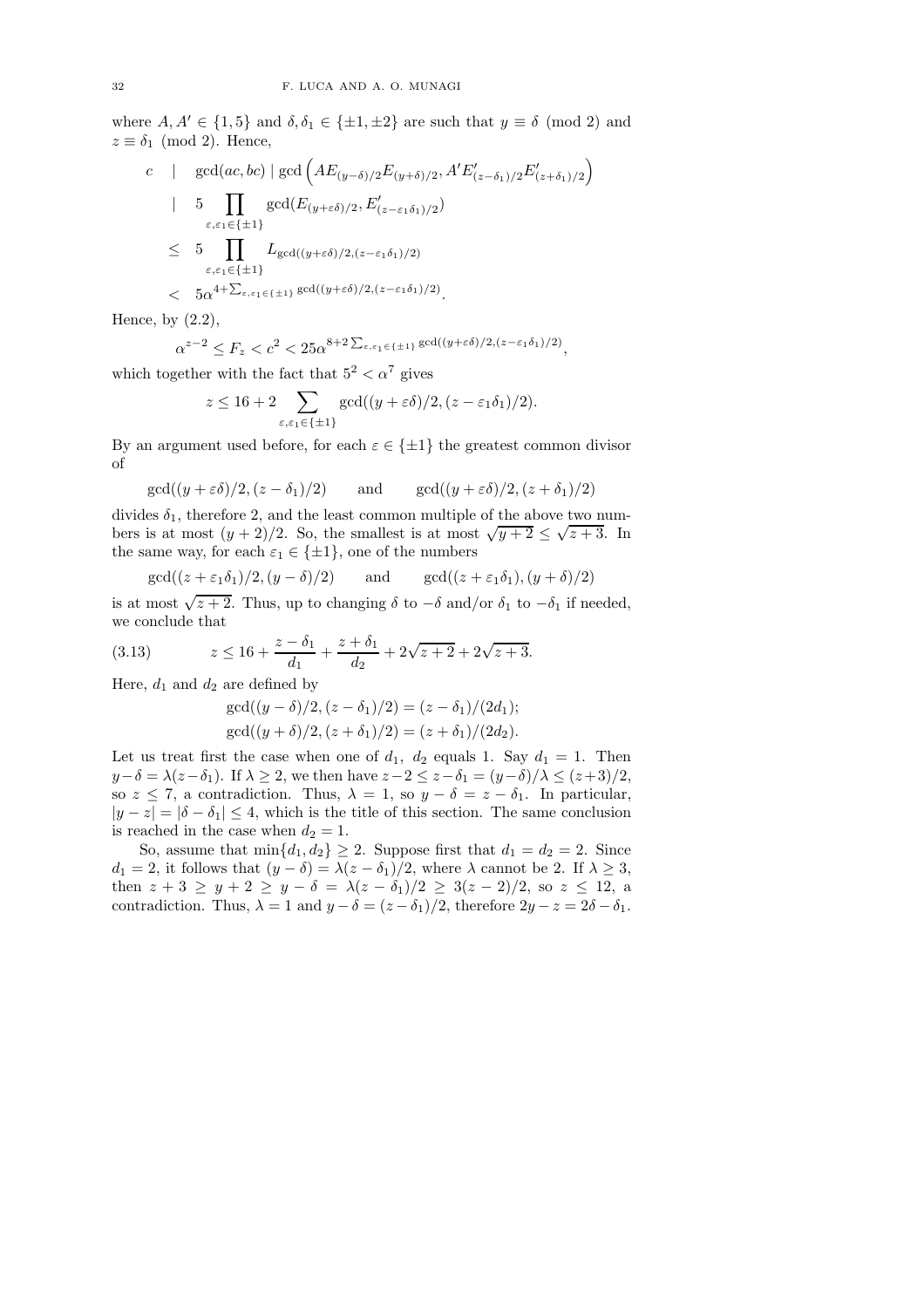where $A, A' \in \{1, 5\}$ and $\delta, \delta_1 \in \{\pm 1, \pm 2\}$ are such that $y \equiv \delta \pmod 2$ and $z \equiv \delta_1 \pmod 2$. Hence,

$$
\begin{aligned}
c \quad & | \quad \gcd(ac, bc) \mid \gcd\left(AE_{(y-\delta)/2}E_{(y+\delta)/2}, A'E'_{(z-\delta_1)/2}E'_{(z+\delta_1)/2}\right) \\
& | \quad 5 \prod_{\varepsilon,\varepsilon_1 \in \{\pm 1\}} \gcd(E_{(y+\varepsilon\delta)/2}, E'_{(z-\varepsilon_1\delta_1)/2}) \\
& \leq \quad 5 \prod_{\varepsilon,\varepsilon_1 \in \{\pm 1\}} L_{\gcd((y+\varepsilon\delta)/2,(z-\varepsilon_1\delta_1)/2)} \\
& < \quad 5\alpha^{4+\sum_{\varepsilon,\varepsilon_1 \in \{\pm 1\}} \gcd((y+\varepsilon\delta)/2,(z-\varepsilon_1\delta_1)/2)}.
\end{aligned}
$$

Hence, by (2.2),

$$
\alpha^{z-2} \leq F_z < c^2 < 25\alpha^{8+2\sum_{\varepsilon,\varepsilon_1 \in \{\pm 1\}} \gcd((y+\varepsilon\delta)/2,(z-\varepsilon_1\delta_1)/2)},
$$

which together with the fact that $5^2 < \alpha^7$ gives

$$
z \leq 16 + 2 \sum_{\varepsilon,\varepsilon_1 \in \{\pm 1\}} \gcd((y+\varepsilon\delta)/2, (z-\varepsilon_1\delta_1)/2).
$$

By an argument used before, for each $\varepsilon \in \{\pm 1\}$ the greatest common divisor of

$$
\gcd((y+\varepsilon\delta)/2, (z-\delta_1)/2) \qquad \text{and} \qquad \gcd((y+\varepsilon\delta)/2, (z+\delta_1)/2)
$$

divides $\delta_1$, therefore 2, and the least common multiple of the above two numbers is at most $(y+2)/2$. So, the smallest is at most $\sqrt{y+2} \leq \sqrt{z+3}$. In the same way, for each $\varepsilon_1 \in \{\pm 1\}$, one of the numbers

$$
\gcd((z+\varepsilon_1\delta_1)/2, (y-\delta)/2) \qquad \text{and} \qquad \gcd((z+\varepsilon_1\delta_1), (y+\delta)/2)
$$

is at most $\sqrt{z+2}$. Thus, up to changing $\delta$ to $-\delta$ and/or $\delta_1$ to $-\delta_1$ if needed, we conclude that

$$
z \leq 16 + \frac{z-\delta_1}{d_1} + \frac{z+\delta_1}{d_2} + 2\sqrt{z+2} + 2\sqrt{z+3}. \tag{3.13}
$$

Here, $d_1$ and $d_2$ are defined by

$$
\begin{aligned}
\gcd((y-\delta)/2, (z-\delta_1)/2) &= (z-\delta_1)/(2d_1); \\
\gcd((y+\delta)/2, (z+\delta_1)/2) &= (z+\delta_1)/(2d_2).
\end{aligned}
$$

Let us treat first the case when one of $d_1$, $d_2$ equals 1. Say $d_1 = 1$. Then $y - \delta = \lambda(z - \delta_1)$. If $\lambda \geq 2$, we then have $z - 2 \leq z - \delta_1 = (y-\delta)/\lambda \leq (z+3)/2$, so $z \leq 7$, a contradiction. Thus, $\lambda = 1$, so $y - \delta = z - \delta_1$. In particular, $|y - z| = |\delta - \delta_1| \leq 4$, which is the title of this section. The same conclusion is reached in the case when $d_2 = 1$.

So, assume that $\min\{d_1, d_2\} \geq 2$. Suppose first that $d_1 = d_2 = 2$. Since $d_1 = 2$, it follows that $(y - \delta) = \lambda(z - \delta_1)/2$, where $\lambda$ cannot be 2. If $\lambda \geq 3$, then $z + 3 \geq y + 2 \geq y - \delta = \lambda(z - \delta_1)/2 \geq 3(z-2)/2$, so $z \leq 12$, a contradiction. Thus, $\lambda = 1$ and $y - \delta = (z - \delta_1)/2$, therefore $2y - z = 2\delta - \delta_1$.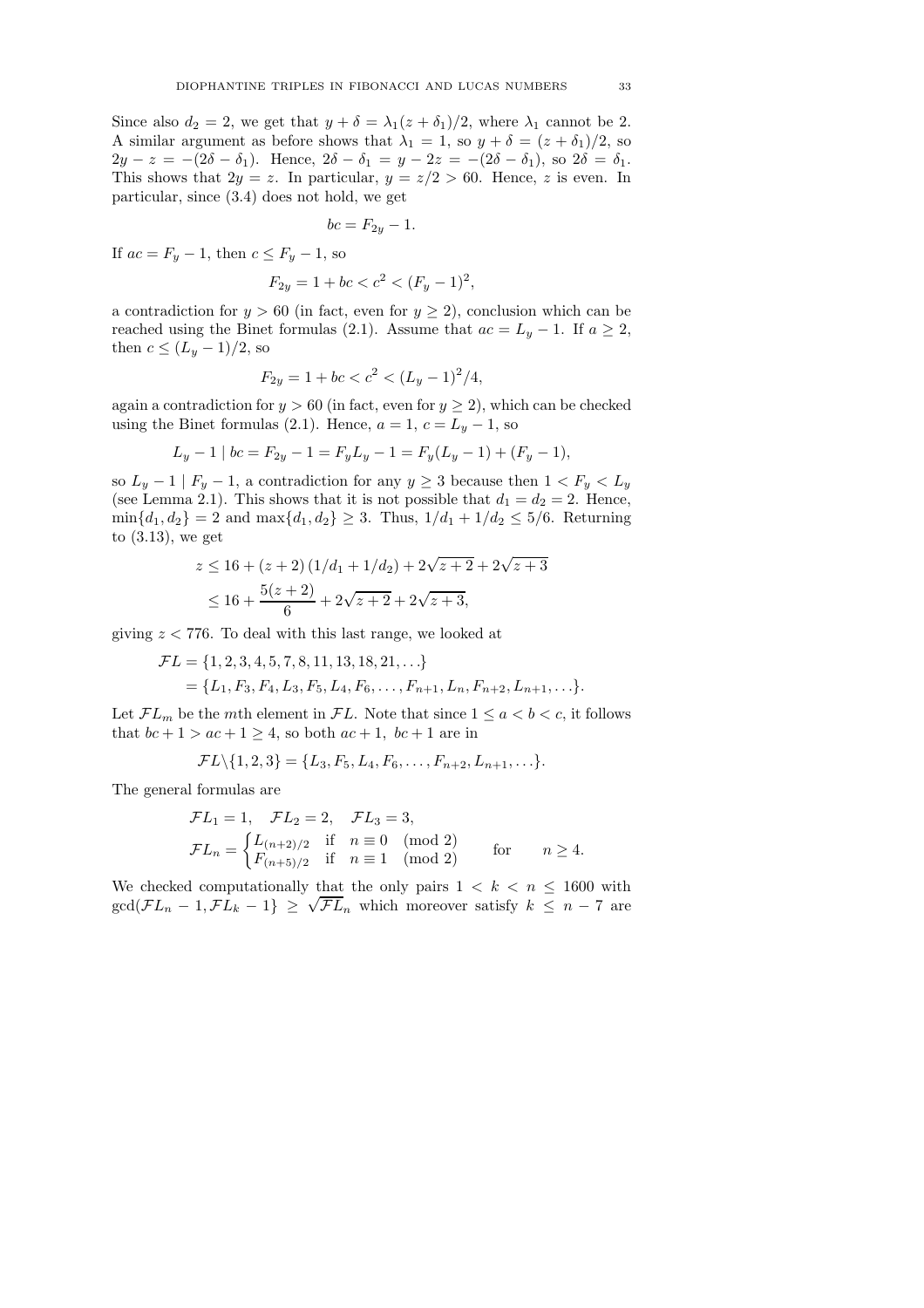Since also $d_2 = 2$, we get that $y + \delta = \lambda_1(z + \delta_1)/2$, where $\lambda_1$ cannot be 2. A similar argument as before shows that $\lambda_1 = 1$, so $y + \delta = (z + \delta_1)/2$, so $2y - z = -(2\delta - \delta_1)$. Hence, $2\delta - \delta_1 = y - 2z = -(2\delta - \delta_1)$, so $2\delta = \delta_1$. This shows that $2y = z$. In particular, $y = z/2 > 60$. Hence, $z$ is even. In particular, since (3.4) does not hold, we get

$$bc = F_{2y} - 1.$$

If $ac = F_y - 1$, then $c \le F_y - 1$, so

$$F_{2y} = 1 + bc < c^2 < (F_y - 1)^2,$$

a contradiction for $y > 60$ (in fact, even for $y \ge 2$), conclusion which can be reached using the Binet formulas (2.1). Assume that $ac = L_y - 1$. If $a \ge 2$, then $c \le (L_y - 1)/2$, so

$$F_{2y} = 1 + bc < c^2 < (L_y - 1)^2/4,$$

again a contradiction for $y > 60$ (in fact, even for $y \ge 2$), which can be checked using the Binet formulas (2.1). Hence, $a = 1$, $c = L_y - 1$, so

$$L_y - 1 \mid bc = F_{2y} - 1 = F_y L_y - 1 = F_y(L_y - 1) + (F_y - 1),$$

so $L_y - 1 \mid F_y - 1$, a contradiction for any $y \ge 3$ because then $1 < F_y < L_y$ (see Lemma 2.1). This shows that it is not possible that $d_1 = d_2 = 2$. Hence, $\min\{d_1, d_2\} = 2$ and $\max\{d_1, d_2\} \ge 3$. Thus, $1/d_1 + 1/d_2 \le 5/6$. Returning to (3.13), we get

$$\begin{aligned} z &\le 16 + (z+2)\left(1/d_1 + 1/d_2\right) + 2\sqrt{z+2} + 2\sqrt{z+3} \\ &\le 16 + \frac{5(z+2)}{6} + 2\sqrt{z+2} + 2\sqrt{z+3}, \end{aligned}$$

giving $z < 776$. To deal with this last range, we looked at

$$\begin{aligned} \mathcal{F}L &= \{1, 2, 3, 4, 5, 7, 8, 11, 13, 18, 21, \ldots\} \\ &= \{L_1, F_3, F_4, L_3, F_5, L_4, F_6, \ldots, F_{n+1}, L_n, F_{n+2}, L_{n+1}, \ldots\}. \end{aligned}$$

Let $\mathcal{F}L_m$ be the $m$th element in $\mathcal{F}L$. Note that since $1 \le a < b < c$, it follows that $bc + 1 > ac + 1 \ge 4$, so both $ac + 1$, $bc + 1$ are in

$$\mathcal{F}L \backslash \{1, 2, 3\} = \{L_3, F_5, L_4, F_6, \ldots, F_{n+2}, L_{n+1}, \ldots\}.$$

The general formulas are

$$\begin{aligned} &\mathcal{F}L_1 = 1, \quad \mathcal{F}L_2 = 2, \quad \mathcal{F}L_3 = 3, \\ &\mathcal{F}L_n = \begin{cases} L_{(n+2)/2} & \text{if} \quad n \equiv 0 \pmod 2 \\ F_{(n+5)/2} & \text{if} \quad n \equiv 1 \pmod 2 \end{cases} \qquad \text{for} \qquad n \ge 4. \end{aligned}$$

We checked computationally that the only pairs $1 < k < n \le 1600$ with $\gcd(\mathcal{F}L_n - 1, \mathcal{F}L_k - 1\} \ge \sqrt{\mathcal{F}L_n}$ which moreover satisfy $k \le n - 7$ are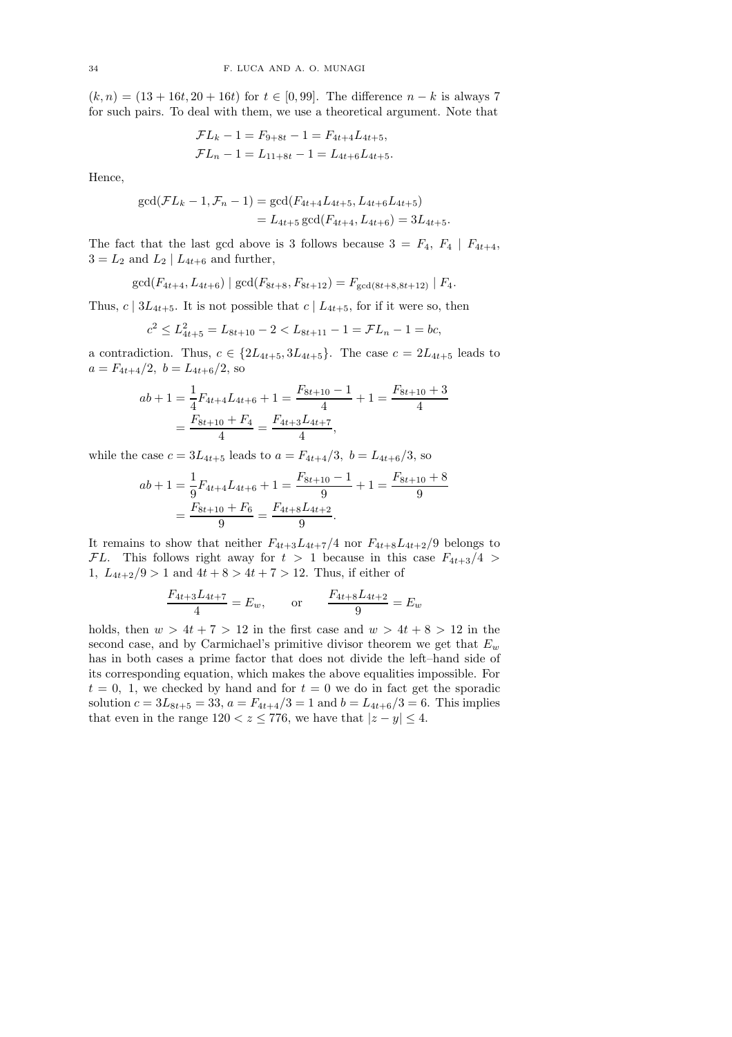$(k,n) = (13+16t, 20+16t)$ for $t \in [0,99]$. The difference $n-k$ is always 7 for such pairs. To deal with them, we use a theoretical argument. Note that

$$\mathcal{F}L_k - 1 = F_{9+8t} - 1 = F_{4t+4}L_{4t+5},$$
$$\mathcal{F}L_n - 1 = L_{11+8t} - 1 = L_{4t+6}L_{4t+5}.$$

Hence,

$$\begin{aligned}\gcd(\mathcal{F}L_k - 1, \mathcal{F}_n - 1) &= \gcd(F_{4t+4}L_{4t+5}, L_{4t+6}L_{4t+5}) \\ &= L_{4t+5}\gcd(F_{4t+4}, L_{4t+6}) = 3L_{4t+5}.\end{aligned}$$

The fact that the last gcd above is 3 follows because $3 = F_4$, $F_4 \mid F_{4t+4}$, $3 = L_2$ and $L_2 \mid L_{4t+6}$ and further,

$$\gcd(F_{4t+4}, L_{4t+6}) \mid \gcd(F_{8t+8}, F_{8t+12}) = F_{\gcd(8t+8,8t+12)} \mid F_4.$$

Thus, $c \mid 3L_{4t+5}$. It is not possible that $c \mid L_{4t+5}$, for if it were so, then

$$c^2 \le L_{4t+5}^2 = L_{8t+10} - 2 < L_{8t+11} - 1 = \mathcal{F}L_n - 1 = bc,$$

a contradiction. Thus, $c \in \{2L_{4t+5}, 3L_{4t+5}\}$. The case $c = 2L_{4t+5}$ leads to $a = F_{4t+4}/2,\ b = L_{4t+6}/2$, so

$$\begin{aligned}ab+1 &= \frac{1}{4}F_{4t+4}L_{4t+6} + 1 = \frac{F_{8t+10}-1}{4} + 1 = \frac{F_{8t+10}+3}{4} \\ &= \frac{F_{8t+10}+F_4}{4} = \frac{F_{4t+3}L_{4t+7}}{4},\end{aligned}$$

while the case $c = 3L_{4t+5}$ leads to $a = F_{4t+4}/3,\ b = L_{4t+6}/3$, so

$$\begin{aligned}ab+1 &= \frac{1}{9}F_{4t+4}L_{4t+6} + 1 = \frac{F_{8t+10}-1}{9} + 1 = \frac{F_{8t+10}+8}{9} \\ &= \frac{F_{8t+10}+F_6}{9} = \frac{F_{4t+8}L_{4t+2}}{9}.\end{aligned}$$

It remains to show that neither $F_{4t+3}L_{4t+7}/4$ nor $F_{4t+8}L_{4t+2}/9$ belongs to $\mathcal{F}L$. This follows right away for $t > 1$ because in this case $F_{4t+3}/4 > 1$, $L_{4t+2}/9 > 1$ and $4t+8 > 4t+7 > 12$. Thus, if either of

$$\frac{F_{4t+3}L_{4t+7}}{4} = E_w, \qquad \text{or} \qquad \frac{F_{4t+8}L_{4t+2}}{9} = E_w$$

holds, then $w > 4t+7 > 12$ in the first case and $w > 4t+8 > 12$ in the second case, and by Carmichael's primitive divisor theorem we get that $E_w$ has in both cases a prime factor that does not divide the left–hand side of its corresponding equation, which makes the above equalities impossible. For $t = 0,\ 1$, we checked by hand and for $t = 0$ we do in fact get the sporadic solution $c = 3L_{8t+5} = 33$, $a = F_{4t+4}/3 = 1$ and $b = L_{4t+6}/3 = 6$. This implies that even in the range $120 < z \le 776$, we have that $|z - y| \le 4$.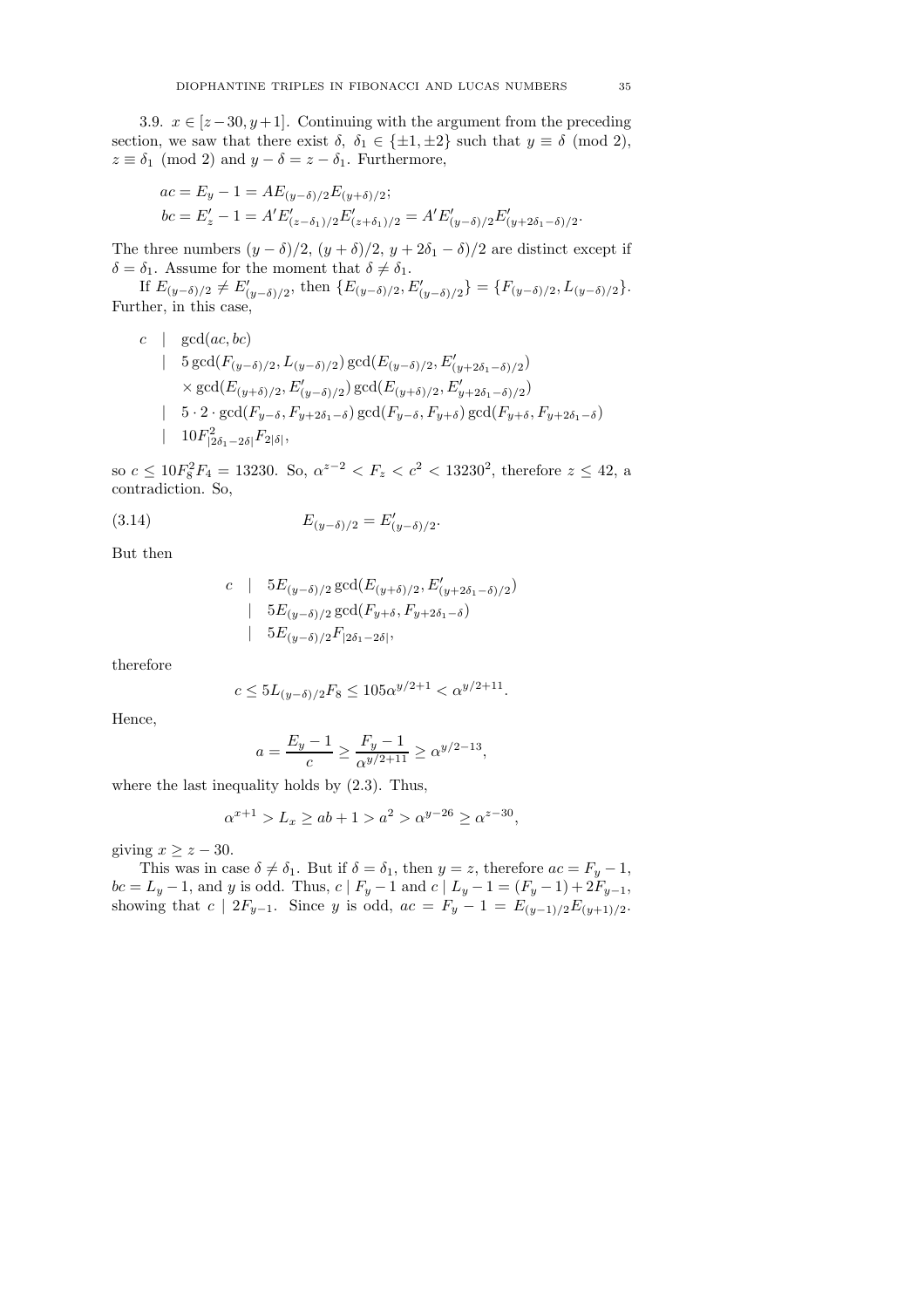3.9. $x \in [z-30, y+1]$. Continuing with the argument from the preceding section, we saw that there exist $\delta,\ \delta_1 \in \{\pm 1, \pm 2\}$ such that $y \equiv \delta \pmod 2$, $z \equiv \delta_1 \pmod 2$ and $y - \delta = z - \delta_1$. Furthermore,

$$
\begin{aligned}
ac &= E_y - 1 = A E_{(y-\delta)/2} E_{(y+\delta)/2};\\
bc &= E'_z - 1 = A' E'_{(z-\delta_1)/2} E'_{(z+\delta_1)/2} = A' E'_{(y-\delta)/2} E'_{(y+2\delta_1-\delta)/2}.
\end{aligned}
$$

The three numbers $(y-\delta)/2$, $(y+\delta)/2$, $y+2\delta_1-\delta)/2$ are distinct except if $\delta = \delta_1$. Assume for the moment that $\delta \neq \delta_1$.

If $E_{(y-\delta)/2} \neq E'_{(y-\delta)/2}$, then $\{E_{(y-\delta)/2}, E'_{(y-\delta)/2}\} = \{F_{(y-\delta)/2}, L_{(y-\delta)/2}\}$. Further, in this case,

$$
\begin{aligned}
c \quad &\mid \quad \gcd(ac, bc)\\
&\mid \quad 5 \gcd(F_{(y-\delta)/2}, L_{(y-\delta)/2}) \gcd(E_{(y-\delta)/2}, E'_{(y+2\delta_1-\delta)/2})\\
&\qquad \times \gcd(E_{(y+\delta)/2}, E'_{(y-\delta)/2}) \gcd(E_{(y+\delta)/2}, E'_{y+2\delta_1-\delta)/2})\\
&\mid \quad 5 \cdot 2 \cdot \gcd(F_{y-\delta}, F_{y+2\delta_1-\delta}) \gcd(F_{y-\delta}, F_{y+\delta}) \gcd(F_{y+\delta}, F_{y+2\delta_1-\delta})\\
&\mid \quad 10 F^2_{|2\delta_1 - 2\delta|} F_{2|\delta|},
\end{aligned}
$$

so $c \leq 10 F_8^2 F_4 = 13230$. So, $\alpha^{z-2} < F_z < c^2 < 13230^2$, therefore $z \leq 42$, a contradiction. So,

$$
E_{(y-\delta)/2} = E'_{(y-\delta)/2}. \tag{3.14}
$$

But then

$$
\begin{aligned}
c \quad &\mid \quad 5 E_{(y-\delta)/2} \gcd(E_{(y+\delta)/2}, E'_{(y+2\delta_1-\delta)/2})\\
&\mid \quad 5 E_{(y-\delta)/2} \gcd(F_{y+\delta}, F_{y+2\delta_1-\delta})\\
&\mid \quad 5 E_{(y-\delta)/2} F_{|2\delta_1 - 2\delta|},
\end{aligned}
$$

therefore

$$
c \leq 5 L_{(y-\delta)/2} F_8 \leq 105 \alpha^{y/2+1} < \alpha^{y/2+11}.
$$

Hence,

$$
a = \frac{E_y - 1}{c} \geq \frac{F_y - 1}{\alpha^{y/2+11}} \geq \alpha^{y/2-13},
$$

where the last inequality holds by (2.3). Thus,

$$
\alpha^{x+1} > L_x \geq ab + 1 > a^2 > \alpha^{y-26} \geq \alpha^{z-30},
$$

giving $x \geq z - 30$.

This was in case $\delta \neq \delta_1$. But if $\delta = \delta_1$, then $y = z$, therefore $ac = F_y - 1$, $bc = L_y - 1$, and $y$ is odd. Thus, $c \mid F_y - 1$ and $c \mid L_y - 1 = (F_y - 1) + 2F_{y-1}$, showing that $c \mid 2F_{y-1}$. Since $y$ is odd, $ac = F_y - 1 = E_{(y-1)/2} E_{(y+1)/2}$.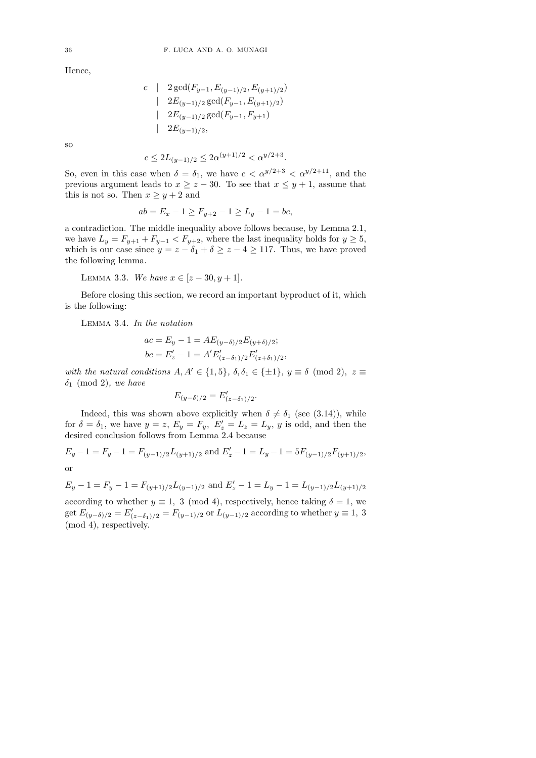Hence,

$$\begin{aligned} c \quad & \mid \quad 2\gcd(F_{y-1}, E_{(y-1)/2}, E_{(y+1)/2}) \\ & \mid \quad 2E_{(y-1)/2}\gcd(F_{y-1}, E_{(y+1)/2}) \\ & \mid \quad 2E_{(y-1)/2}\gcd(F_{y-1}, F_{y+1}) \\ & \mid \quad 2E_{(y-1)/2}, \end{aligned}$$

so

$$c \le 2L_{(y-1)/2} \le 2\alpha^{(y+1)/2} < \alpha^{y/2+3}.$$

So, even in this case when $\delta = \delta_1$, we have $c < \alpha^{y/2+3} < \alpha^{y/2+11}$, and the previous argument leads to $x \ge z - 30$. To see that $x \le y + 1$, assume that this is not so. Then $x \ge y + 2$ and

$$ab = E_x - 1 \ge F_{y+2} - 1 \ge L_y - 1 = bc,$$

a contradiction. The middle inequality above follows because, by Lemma 2.1, we have $L_y = F_{y+1} + F_{y-1} < F_{y+2}$, where the last inequality holds for $y \ge 5$, which is our case since $y = z - \delta_1 + \delta \ge z - 4 \ge 117$. Thus, we have proved the following lemma.

Lemma 3.3. *We have* $x \in [z - 30, y + 1]$.

Before closing this section, we record an important byproduct of it, which is the following:

Lemma 3.4. *In the notation*

$$\begin{aligned} ac &= E_y - 1 = AE_{(y-\delta)/2}E_{(y+\delta)/2}; \\ bc &= E'_z - 1 = A'E'_{(z-\delta_1)/2}E'_{(z+\delta_1)/2}, \end{aligned}$$

*with the natural conditions* $A, A' \in \{1, 5\}$, $\delta, \delta_1 \in \{\pm 1\}$, $y \equiv \delta \pmod 2$, $z \equiv \delta_1 \pmod 2$, *we have*

$$E_{(y-\delta)/2} = E'_{(z-\delta_1)/2}.$$

Indeed, this was shown above explicitly when $\delta \ne \delta_1$ (see (3.14)), while for $\delta = \delta_1$, we have $y = z$, $E_y = F_y$, $E'_z = L_z = L_y$, $y$ is odd, and then the desired conclusion follows from Lemma 2.4 because

$$E_y - 1 = F_y - 1 = F_{(y-1)/2}L_{(y+1)/2} \text{ and } E'_z - 1 = L_y - 1 = 5F_{(y-1)/2}F_{(y+1)/2},$$

or

$$E_y - 1 = F_y - 1 = F_{(y+1)/2}L_{(y-1)/2} \text{ and } E'_z - 1 = L_y - 1 = L_{(y-1)/2}L_{(y+1)/2}$$

according to whether $y \equiv 1,\ 3 \pmod 4$, respectively, hence taking $\delta = 1$, we get $E_{(y-\delta)/2} = E'_{(z-\delta_1)/2} = F_{(y-1)/2}$ or $L_{(y-1)/2}$ according to whether $y \equiv 1,\ 3 \pmod 4$, respectively.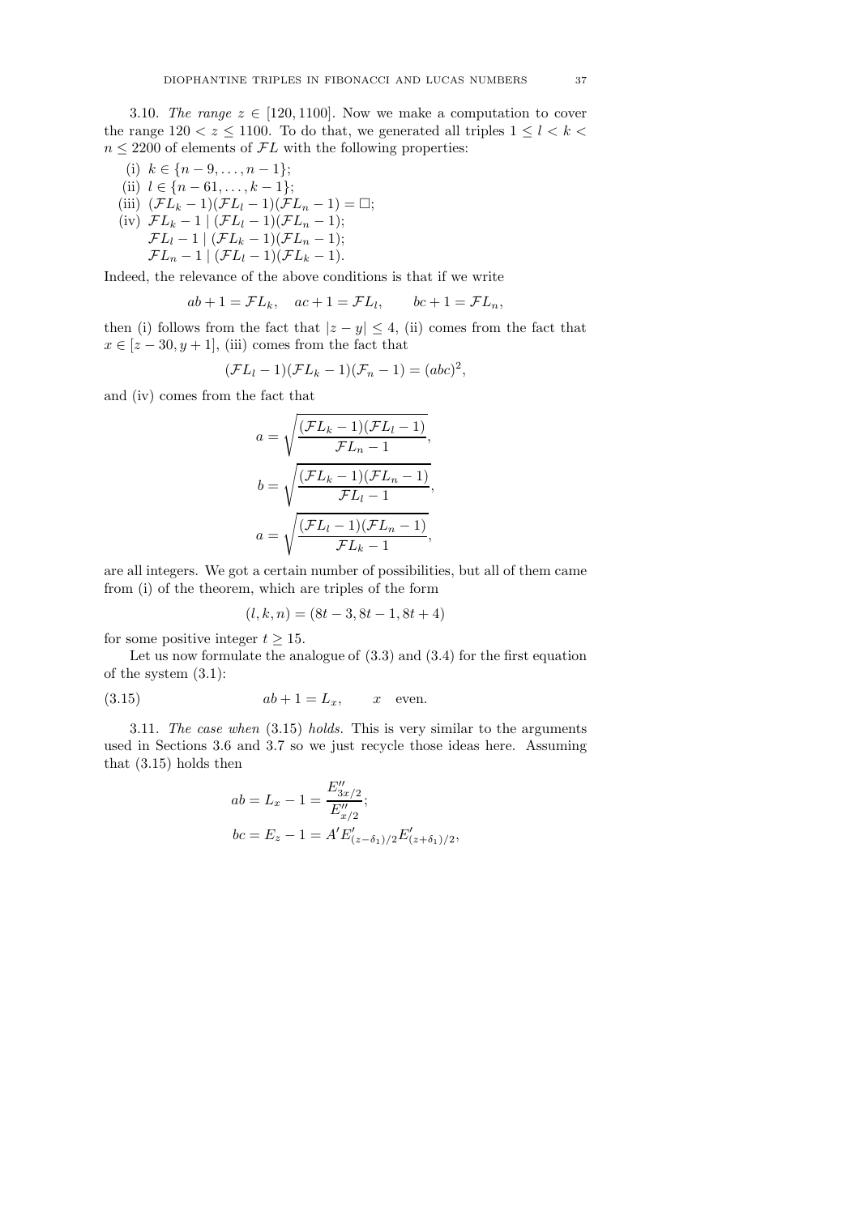3.10. *The range* $z \in [120, 1100]$. Now we make a computation to cover the range $120 < z \le 1100$. To do that, we generated all triples $1 \le l < k < n \le 2200$ of elements of $\mathcal{FL}$ with the following properties:

(i) $k \in \{n-9, \ldots, n-1\}$;
(ii) $l \in \{n-61, \ldots, k-1\}$;
(iii) $(\mathcal{FL}_k - 1)(\mathcal{FL}_l - 1)(\mathcal{FL}_n - 1) = \square$;
(iv) $\mathcal{FL}_k - 1 \mid (\mathcal{FL}_l - 1)(\mathcal{FL}_n - 1)$;
$\mathcal{FL}_l - 1 \mid (\mathcal{FL}_k - 1)(\mathcal{FL}_n - 1)$;
$\mathcal{FL}_n - 1 \mid (\mathcal{FL}_l - 1)(\mathcal{FL}_k - 1)$.

Indeed, the relevance of the above conditions is that if we write

$$ab + 1 = \mathcal{FL}_k, \quad ac + 1 = \mathcal{FL}_l, \qquad bc + 1 = \mathcal{FL}_n,$$

then (i) follows from the fact that $|z - y| \le 4$, (ii) comes from the fact that $x \in [z - 30, y + 1]$, (iii) comes from the fact that

$$(\mathcal{FL}_l - 1)(\mathcal{FL}_k - 1)(\mathcal{F}_n - 1) = (abc)^2,$$

and (iv) comes from the fact that

$$a = \sqrt{\frac{(\mathcal{FL}_k - 1)(\mathcal{FL}_l - 1)}{\mathcal{FL}_n - 1}},$$

$$b = \sqrt{\frac{(\mathcal{FL}_k - 1)(\mathcal{FL}_n - 1)}{\mathcal{FL}_l - 1}},$$

$$a = \sqrt{\frac{(\mathcal{FL}_l - 1)(\mathcal{FL}_n - 1)}{\mathcal{FL}_k - 1}},$$

are all integers. We got a certain number of possibilities, but all of them came from (i) of the theorem, which are triples of the form

$$(l, k, n) = (8t - 3, 8t - 1, 8t + 4)$$

for some positive integer $t \ge 15$.

Let us now formulate the analogue of (3.3) and (3.4) for the first equation of the system (3.1):

$$ab + 1 = L_x, \qquad x \quad \text{even.} \tag{3.15}$$

3.11. *The case when* (3.15) *holds.* This is very similar to the arguments used in Sections 3.6 and 3.7 so we just recycle those ideas here. Assuming that (3.15) holds then

$$ab = L_x - 1 = \frac{E''_{3x/2}}{E''_{x/2}};$$
$$bc = E_z - 1 = A' E'_{(z-\delta_1)/2} E'_{(z+\delta_1)/2},$$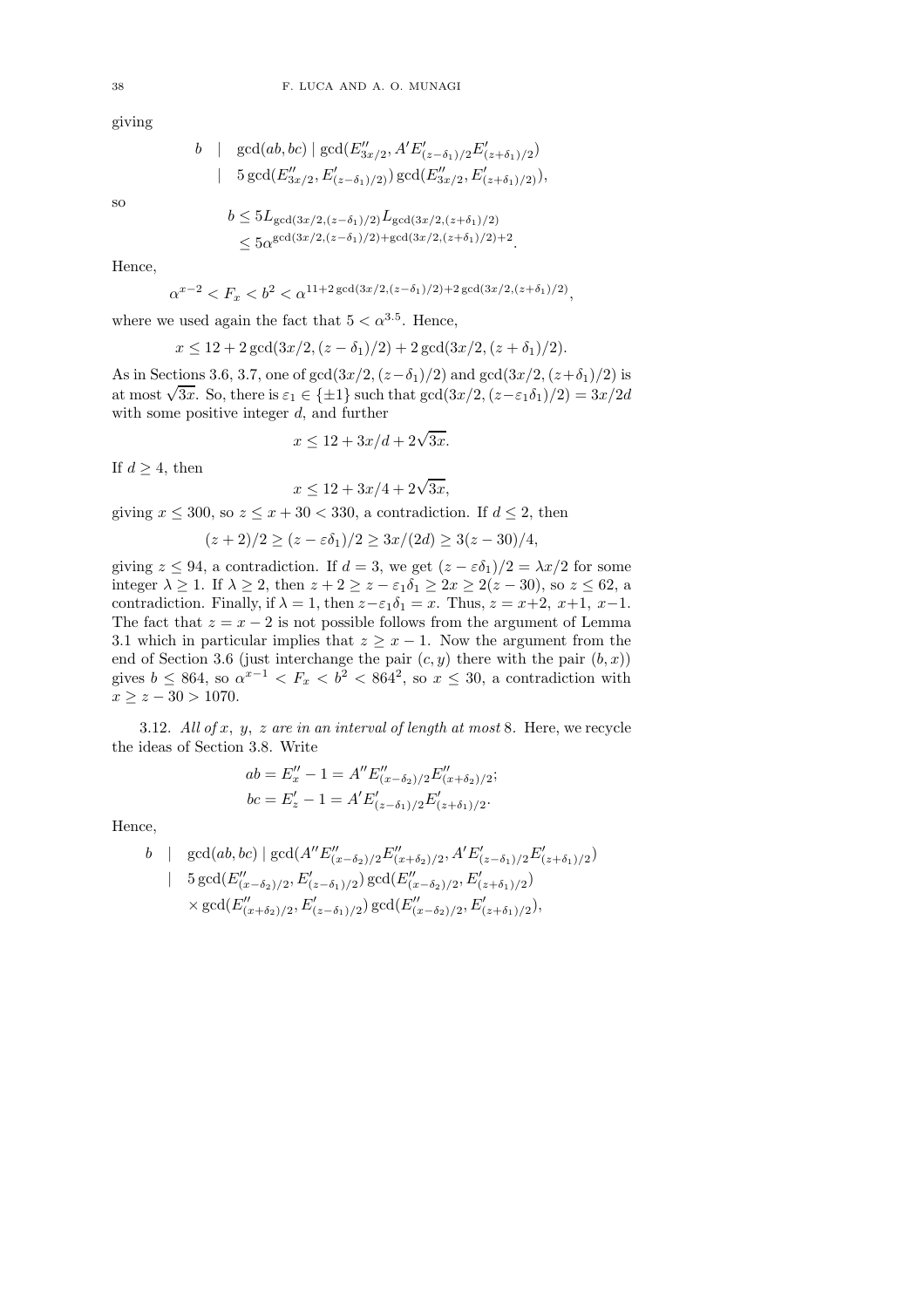giving

$$\begin{aligned} b \quad | \quad & \gcd(ab, bc) \mid \gcd(E''_{3x/2}, A'E'_{(z-\delta_1)/2}E'_{(z+\delta_1)/2}) \\ | \quad & 5\gcd(E''_{3x/2}, E'_{(z-\delta_1)/2)})\gcd(E''_{3x/2}, E'_{(z+\delta_1)/2)}), \end{aligned}$$

so

$$\begin{aligned} b &\le 5L_{\gcd(3x/2,(z-\delta_1)/2)}L_{\gcd(3x/2,(z+\delta_1)/2)} \\ &\le 5\alpha^{\gcd(3x/2,(z-\delta_1)/2)+\gcd(3x/2,(z+\delta_1)/2)+2}. \end{aligned}$$

Hence,

$$\alpha^{x-2} < F_x < b^2 < \alpha^{11+2\gcd(3x/2,(z-\delta_1)/2)+2\gcd(3x/2,(z+\delta_1)/2)},$$

where we used again the fact that $5 < \alpha^{3.5}$. Hence,

$$x \le 12 + 2\gcd(3x/2, (z-\delta_1)/2) + 2\gcd(3x/2, (z+\delta_1)/2).$$

As in Sections 3.6, 3.7, one of $\gcd(3x/2, (z-\delta_1)/2)$ and $\gcd(3x/2, (z+\delta_1)/2)$ is at most $\sqrt{3x}$. So, there is $\varepsilon_1 \in \{\pm 1\}$ such that $\gcd(3x/2, (z-\varepsilon_1\delta_1)/2) = 3x/2d$ with some positive integer $d$, and further

$$x \le 12 + 3x/d + 2\sqrt{3x}.$$

If $d \ge 4$, then

$$x \le 12 + 3x/4 + 2\sqrt{3x},$$

giving $x \le 300$, so $z \le x + 30 < 330$, a contradiction. If $d \le 2$, then

$$(z+2)/2 \ge (z - \varepsilon\delta_1)/2 \ge 3x/(2d) \ge 3(z-30)/4,$$

giving $z \le 94$, a contradiction. If $d = 3$, we get $(z - \varepsilon\delta_1)/2 = \lambda x/2$ for some integer $\lambda \ge 1$. If $\lambda \ge 2$, then $z + 2 \ge z - \varepsilon_1\delta_1 \ge 2x \ge 2(z-30)$, so $z \le 62$, a contradiction. Finally, if $\lambda = 1$, then $z - \varepsilon_1\delta_1 = x$. Thus, $z = x+2,\ x+1,\ x-1$. The fact that $z = x - 2$ is not possible follows from the argument of Lemma 3.1 which in particular implies that $z \ge x - 1$. Now the argument from the end of Section 3.6 (just interchange the pair $(c, y)$ there with the pair $(b, x)$) gives $b \le 864$, so $\alpha^{x-1} < F_x < b^2 < 864^2$, so $x \le 30$, a contradiction with $x \ge z - 30 > 1070$.

3.12. *All of $x$, $y$, $z$ are in an interval of length at most* 8. Here, we recycle the ideas of Section 3.8. Write

$$\begin{aligned} ab = E''_x - 1 &= A''E''_{(x-\delta_2)/2}E''_{(x+\delta_2)/2}; \\ bc = E'_z - 1 &= A'E'_{(z-\delta_1)/2}E'_{(z+\delta_1)/2}. \end{aligned}$$

Hence,

$$\begin{aligned} b \quad | \quad & \gcd(ab, bc) \mid \gcd(A''E''_{(x-\delta_2)/2}E''_{(x+\delta_2)/2}, A'E'_{(z-\delta_1)/2}E'_{(z+\delta_1)/2}) \\ | \quad & 5\gcd(E''_{(x-\delta_2)/2}, E'_{(z-\delta_1)/2})\gcd(E''_{(x-\delta_2)/2}, E'_{(z+\delta_1)/2}) \\ & \times \gcd(E''_{(x+\delta_2)/2}, E'_{(z-\delta_1)/2})\gcd(E''_{(x-\delta_2)/2}, E'_{(z+\delta_1)/2}), \end{aligned}$$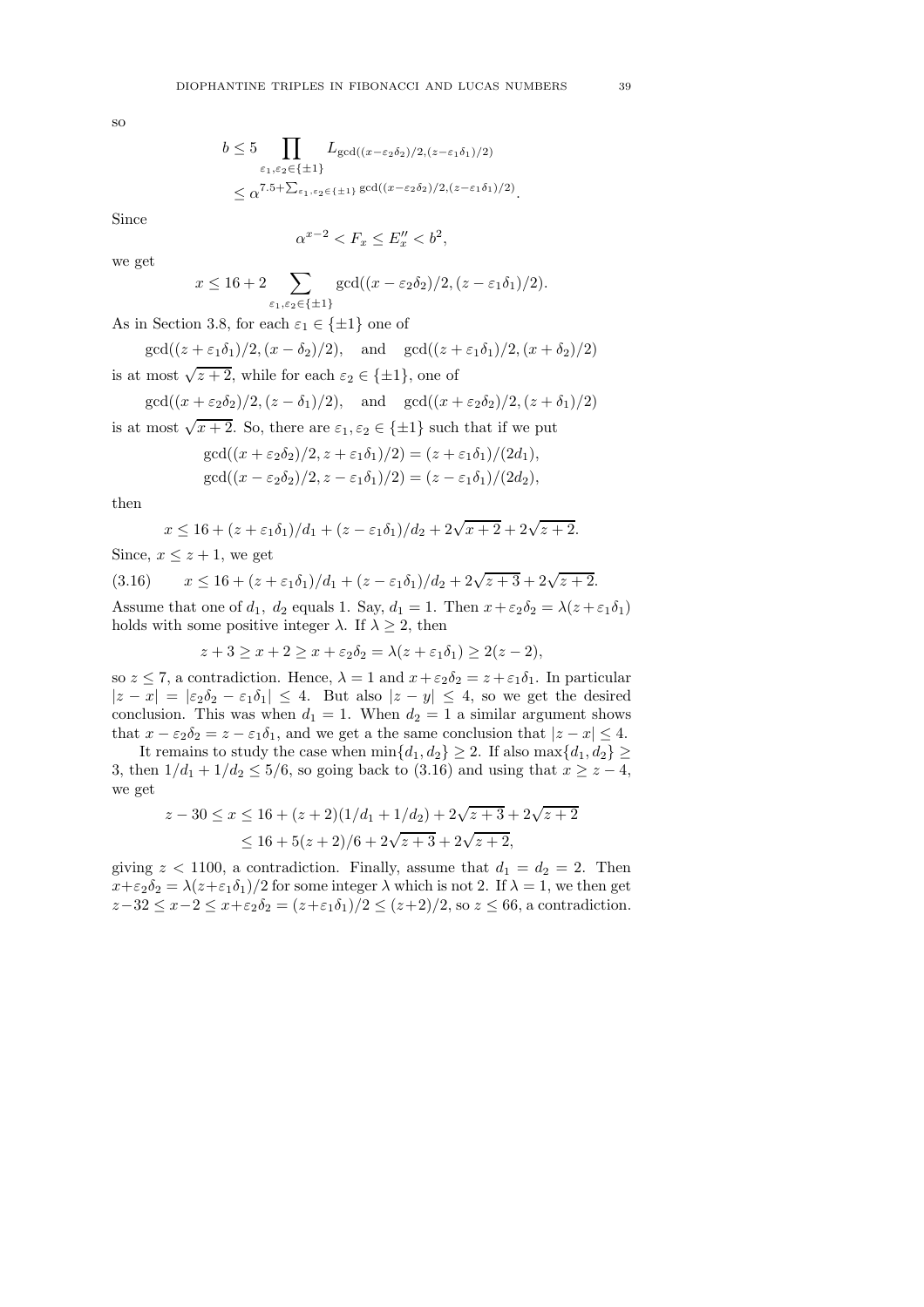so

$$b \le 5 \prod_{\varepsilon_1,\varepsilon_2\in\{\pm 1\}} L_{\gcd((x-\varepsilon_2\delta_2)/2,(z-\varepsilon_1\delta_1)/2)}$$
$$\le \alpha^{7.5+\sum_{\varepsilon_1.\varepsilon_2\in\{\pm1\}}\gcd((x-\varepsilon_2\delta_2)/2,(z-\varepsilon_1\delta_1)/2)}.$$

Since

$$\alpha^{x-2} < F_x \le E''_x < b^2,$$

we get

$$x \le 16 + 2\sum_{\varepsilon_1,\varepsilon_2\in\{\pm1\}} \gcd((x-\varepsilon_2\delta_2)/2,(z-\varepsilon_1\delta_1)/2).$$

As in Section 3.8, for each $\varepsilon_1 \in \{\pm 1\}$ one of

$$\gcd((z+\varepsilon_1\delta_1)/2,(x-\delta_2)/2), \quad \text{and} \quad \gcd((z+\varepsilon_1\delta_1)/2,(x+\delta_2)/2)$$

is at most $\sqrt{z+2}$, while for each $\varepsilon_2 \in \{\pm 1\}$, one of

$$\gcd((x+\varepsilon_2\delta_2)/2,(z-\delta_1)/2), \quad \text{and} \quad \gcd((x+\varepsilon_2\delta_2)/2,(z+\delta_1)/2)$$

is at most $\sqrt{x+2}$. So, there are $\varepsilon_1, \varepsilon_2 \in \{\pm 1\}$ such that if we put

$$\gcd((x+\varepsilon_2\delta_2)/2, z+\varepsilon_1\delta_1)/2) = (z+\varepsilon_1\delta_1)/(2d_1),$$
$$\gcd((x-\varepsilon_2\delta_2)/2, z-\varepsilon_1\delta_1)/2) = (z-\varepsilon_1\delta_1)/(2d_2),$$

then

$$x \le 16 + (z+\varepsilon_1\delta_1)/d_1 + (z-\varepsilon_1\delta_1)/d_2 + 2\sqrt{x+2} + 2\sqrt{z+2}.$$

Since, $x \le z+1$, we get

$$x \le 16 + (z+\varepsilon_1\delta_1)/d_1 + (z-\varepsilon_1\delta_1)/d_2 + 2\sqrt{z+3} + 2\sqrt{z+2}. \tag{3.16}$$

Assume that one of $d_1$, $d_2$ equals 1. Say, $d_1 = 1$. Then $x+\varepsilon_2\delta_2 = \lambda(z+\varepsilon_1\delta_1)$ holds with some positive integer $\lambda$. If $\lambda \ge 2$, then

$$z+3 \ge x+2 \ge x+\varepsilon_2\delta_2 = \lambda(z+\varepsilon_1\delta_1) \ge 2(z-2),$$

so $z \le 7$, a contradiction. Hence, $\lambda = 1$ and $x+\varepsilon_2\delta_2 = z+\varepsilon_1\delta_1$. In particular $|z-x| = |\varepsilon_2\delta_2 - \varepsilon_1\delta_1| \le 4$. But also $|z-y| \le 4$, so we get the desired conclusion. This was when $d_1 = 1$. When $d_2 = 1$ a similar argument shows that $x - \varepsilon_2\delta_2 = z - \varepsilon_1\delta_1$, and we get a the same conclusion that $|z-x| \le 4$.

It remains to study the case when $\min\{d_1, d_2\} \ge 2$. If also $\max\{d_1, d_2\} \ge 3$, then $1/d_1 + 1/d_2 \le 5/6$, so going back to (3.16) and using that $x \ge z-4$, we get

$$z - 30 \le x \le 16 + (z+2)(1/d_1 + 1/d_2) + 2\sqrt{z+3} + 2\sqrt{z+2}$$
$$\le 16 + 5(z+2)/6 + 2\sqrt{z+3} + 2\sqrt{z+2},$$

giving $z < 1100$, a contradiction. Finally, assume that $d_1 = d_2 = 2$. Then $x+\varepsilon_2\delta_2 = \lambda(z+\varepsilon_1\delta_1)/2$ for some integer $\lambda$ which is not 2. If $\lambda = 1$, we then get $z-32 \le x-2 \le x+\varepsilon_2\delta_2 = (z+\varepsilon_1\delta_1)/2 \le (z+2)/2$, so $z \le 66$, a contradiction.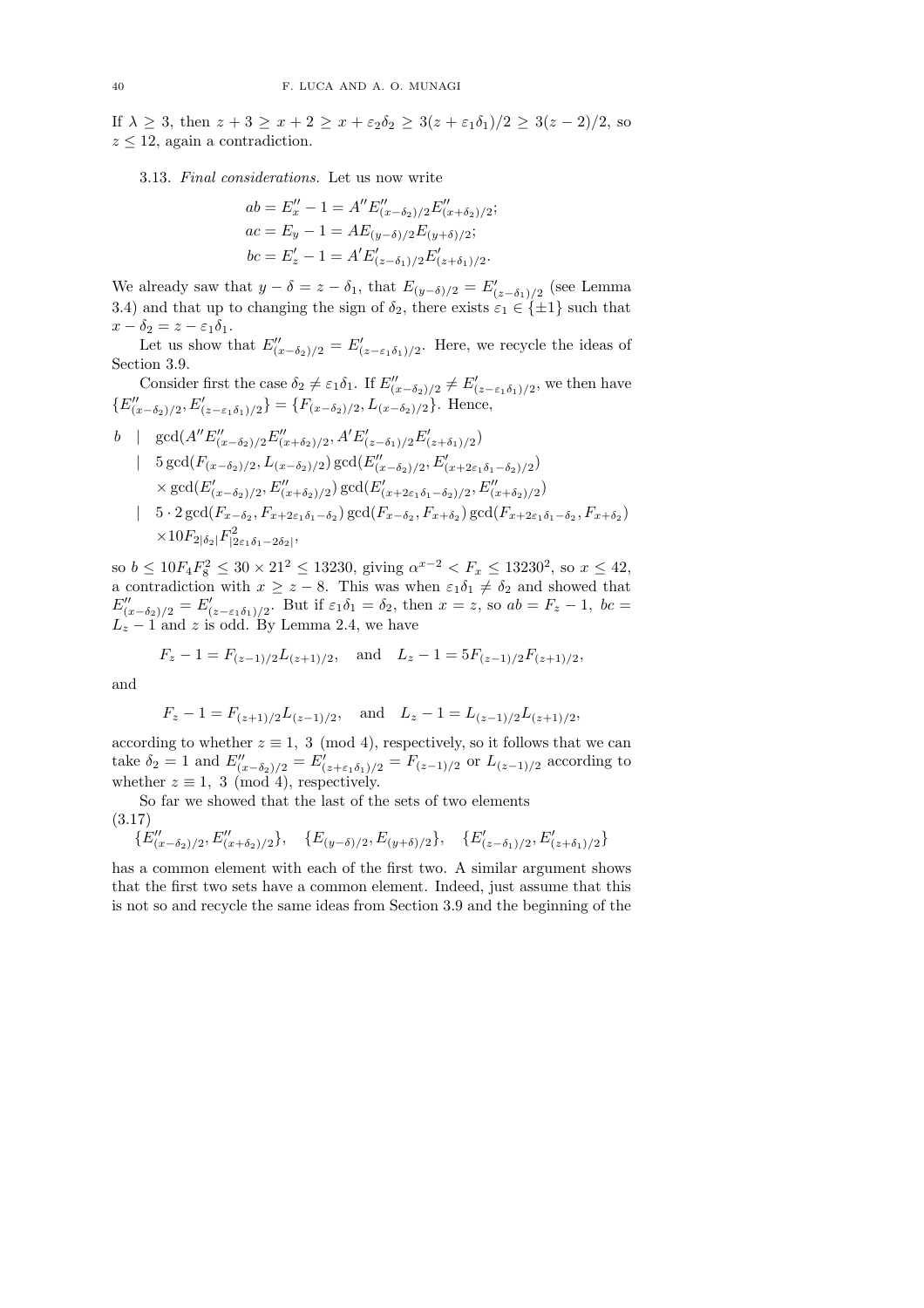If $\lambda \ge 3$, then $z+3 \ge x+2 \ge x+\varepsilon_2\delta_2 \ge 3(z+\varepsilon_1\delta_1)/2 \ge 3(z-2)/2$, so $z \le 12$, again a contradiction.

3.13. *Final considerations.* Let us now write

$$
\begin{aligned}
ab &= E''_x - 1 = A'' E''_{(x-\delta_2)/2} E''_{(x+\delta_2)/2};\\
ac &= E_y - 1 = A E_{(y-\delta)/2} E_{(y+\delta)/2};\\
bc &= E'_z - 1 = A' E'_{(z-\delta_1)/2} E'_{(z+\delta_1)/2}.
\end{aligned}
$$

We already saw that $y-\delta = z-\delta_1$, that $E_{(y-\delta)/2} = E'_{(z-\delta_1)/2}$ (see Lemma 3.4) and that up to changing the sign of $\delta_2$, there exists $\varepsilon_1 \in \{\pm 1\}$ such that $x - \delta_2 = z - \varepsilon_1\delta_1$.

Let us show that $E''_{(x-\delta_2)/2} = E'_{(z-\varepsilon_1\delta_1)/2}$. Here, we recycle the ideas of Section 3.9.

Consider first the case $\delta_2 \ne \varepsilon_1\delta_1$. If $E''_{(x-\delta_2)/2} \ne E'_{(z-\varepsilon_1\delta_1)/2}$, we then have $\{E''_{(x-\delta_2)/2}, E'_{(z-\varepsilon_1\delta_1)/2}\} = \{F_{(x-\delta_2)/2}, L_{(x-\delta_2)/2}\}$. Hence,

$$
\begin{aligned}
b \;\; &| \;\; \gcd(A'' E''_{(x-\delta_2)/2} E''_{(x+\delta_2)/2}, A' E'_{(z-\delta_1)/2} E'_{(z+\delta_1)/2})\\
&| \;\; 5 \gcd(F_{(x-\delta_2)/2}, L_{(x-\delta_2)/2}) \gcd(E''_{(x-\delta_2)/2}, E'_{(x+2\varepsilon_1\delta_1-\delta_2)/2})\\
&\quad\; \times \gcd(E'_{(x-\delta_2)/2}, E''_{(x+\delta_2)/2}) \gcd(E'_{(x+2\varepsilon_1\delta_1-\delta_2)/2}, E''_{(x+\delta_2)/2})\\
&| \;\; 5\cdot 2 \gcd(F_{x-\delta_2}, F_{x+2\varepsilon_1\delta_1-\delta_2}) \gcd(F_{x-\delta_2}, F_{x+\delta_2}) \gcd(F_{x+2\varepsilon_1\delta_1-\delta_2}, F_{x+\delta_2})\\
&\quad\; \times 10 F_{2|\delta_2|} F^2_{|2\varepsilon_1\delta_1 - 2\delta_2|},
\end{aligned}
$$

so $b \le 10F_4F_8^2 \le 30 \times 21^2 \le 13230$, giving $\alpha^{x-2} < F_x \le 13230^2$, so $x \le 42$, a contradiction with $x \ge z-8$. This was when $\varepsilon_1\delta_1 \ne \delta_2$ and showed that $E''_{(x-\delta_2)/2} = E'_{(z-\varepsilon_1\delta_1)/2}$. But if $\varepsilon_1\delta_1 = \delta_2$, then $x = z$, so $ab = F_z - 1$, $bc = L_z - 1$ and $z$ is odd. By Lemma 2.4, we have

$$
F_z - 1 = F_{(z-1)/2} L_{(z+1)/2}, \quad \text{and} \quad L_z - 1 = 5F_{(z-1)/2} F_{(z+1)/2},
$$

and

$$
F_z - 1 = F_{(z+1)/2} L_{(z-1)/2}, \quad \text{and} \quad L_z - 1 = L_{(z-1)/2} L_{(z+1)/2},
$$

according to whether $z \equiv 1, 3 \pmod 4$, respectively, so it follows that we can take $\delta_2 = 1$ and $E''_{(x-\delta_2)/2} = E'_{(z+\varepsilon_1\delta_1)/2} = F_{(z-1)/2}$ or $L_{(z-1)/2}$ according to whether $z \equiv 1, 3 \pmod 4$, respectively.

So far we showed that the last of the sets of two elements

$$
\{E''_{(x-\delta_2)/2}, E''_{(x+\delta_2)/2}\}, \quad \{E_{(y-\delta)/2}, E_{(y+\delta)/2}\}, \quad \{E'_{(z-\delta_1)/2}, E'_{(z+\delta_1)/2}\} \tag{3.17}
$$

has a common element with each of the first two. A similar argument shows that the first two sets have a common element. Indeed, just assume that this is not so and recycle the same ideas from Section 3.9 and the beginning of the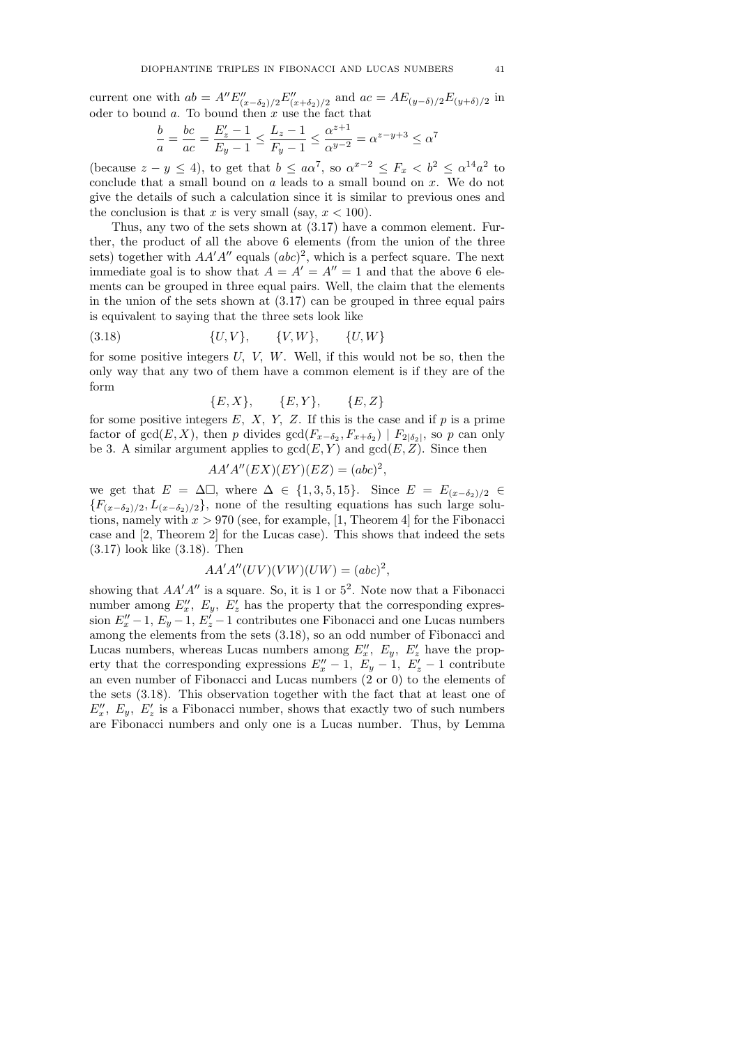current one with $ab = A''E''_{(x-\delta_2)/2}E''_{(x+\delta_2)/2}$ and $ac = AE_{(y-\delta)/2}E_{(y+\delta)/2}$ in oder to bound $a$. To bound then $x$ use the fact that

$$\frac{b}{a} = \frac{bc}{ac} = \frac{E'_z - 1}{E_y - 1} \le \frac{L_z - 1}{F_y - 1} \le \frac{\alpha^{z+1}}{\alpha^{y-2}} = \alpha^{z-y+3} \le \alpha^7$$

(because $z - y \le 4$), to get that $b \le a\alpha^7$, so $\alpha^{x-2} \le F_x < b^2 \le \alpha^{14}a^2$ to conclude that a small bound on $a$ leads to a small bound on $x$. We do not give the details of such a calculation since it is similar to previous ones and the conclusion is that $x$ is very small (say, $x < 100$).

Thus, any two of the sets shown at (3.17) have a common element. Further, the product of all the above 6 elements (from the union of the three sets) together with $AA'A''$ equals $(abc)^2$, which is a perfect square. The next immediate goal is to show that $A = A' = A'' = 1$ and that the above 6 elements can be grouped in three equal pairs. Well, the claim that the elements in the union of the sets shown at (3.17) can be grouped in three equal pairs is equivalent to saying that the three sets look like

$$\{U, V\}, \qquad \{V, W\}, \qquad \{U, W\} \tag{3.18}$$

for some positive integers $U$, $V$, $W$. Well, if this would not be so, then the only way that any two of them have a common element is if they are of the form

$$\{E, X\}, \qquad \{E, Y\}, \qquad \{E, Z\}$$

for some positive integers $E$, $X$, $Y$, $Z$. If this is the case and if $p$ is a prime factor of $\gcd(E, X)$, then $p$ divides $\gcd(F_{x-\delta_2}, F_{x+\delta_2}) \mid F_{2|\delta_2|}$, so $p$ can only be 3. A similar argument applies to $\gcd(E, Y)$ and $\gcd(E, Z)$. Since then

$$AA'A''(EX)(EY)(EZ) = (abc)^2,$$

we get that $E = \Delta\square$, where $\Delta \in \{1, 3, 5, 15\}$. Since $E = E_{(x-\delta_2)/2} \in \{F_{(x-\delta_2)/2}, L_{(x-\delta_2)/2}\}$, none of the resulting equations has such large solutions, namely with $x > 970$ (see, for example, [1, Theorem 4] for the Fibonacci case and [2, Theorem 2] for the Lucas case). This shows that indeed the sets (3.17) look like (3.18). Then

$$AA'A''(UV)(VW)(UW) = (abc)^2,$$

showing that $AA'A''$ is a square. So, it is 1 or $5^2$. Note now that a Fibonacci number among $E''_x$, $E_y$, $E'_z$ has the property that the corresponding expression $E''_x - 1$, $E_y - 1$, $E'_z - 1$ contributes one Fibonacci and one Lucas numbers among the elements from the sets (3.18), so an odd number of Fibonacci and Lucas numbers, whereas Lucas numbers among $E''_x$, $E_y$, $E'_z$ have the property that the corresponding expressions $E''_x - 1$, $E_y - 1$, $E'_z - 1$ contribute an even number of Fibonacci and Lucas numbers (2 or 0) to the elements of the sets (3.18). This observation together with the fact that at least one of $E''_x$, $E_y$, $E'_z$ is a Fibonacci number, shows that exactly two of such numbers are Fibonacci numbers and only one is a Lucas number. Thus, by Lemma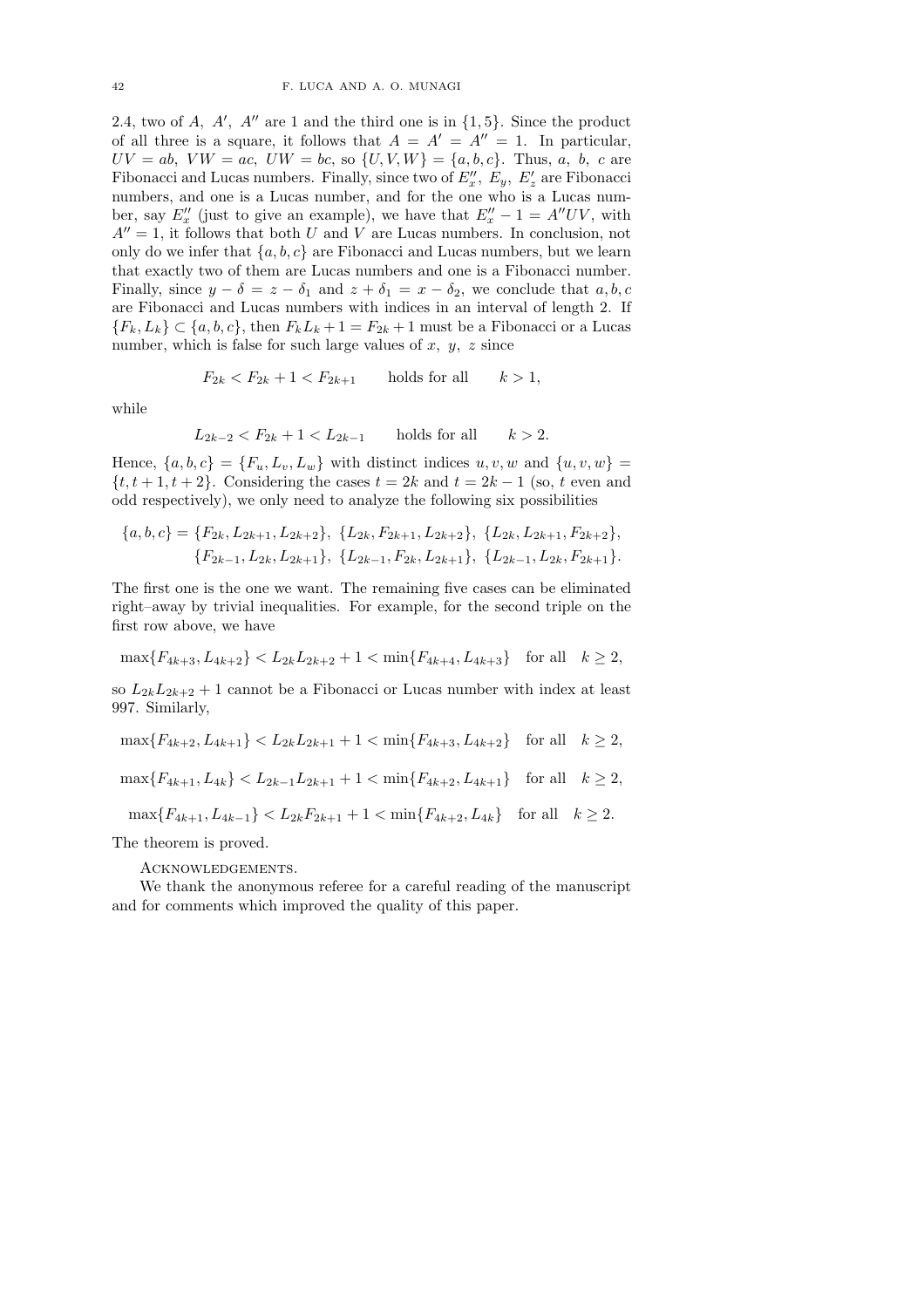2.4, two of $A$, $A'$, $A''$ are 1 and the third one is in $\{1, 5\}$. Since the product of all three is a square, it follows that $A = A' = A'' = 1$. In particular, $UV = ab$, $VW = ac$, $UW = bc$, so $\{U, V, W\} = \{a, b, c\}$. Thus, $a$, $b$, $c$ are Fibonacci and Lucas numbers. Finally, since two of $E''_x$, $E_y$, $E'_z$ are Fibonacci numbers, and one is a Lucas number, and for the one who is a Lucas number, say $E''_x$ (just to give an example), we have that $E''_x - 1 = A''UV$, with $A'' = 1$, it follows that both $U$ and $V$ are Lucas numbers. In conclusion, not only do we infer that $\{a, b, c\}$ are Fibonacci and Lucas numbers, but we learn that exactly two of them are Lucas numbers and one is a Fibonacci number. Finally, since $y - \delta = z - \delta_1$ and $z + \delta_1 = x - \delta_2$, we conclude that $a, b, c$ are Fibonacci and Lucas numbers with indices in an interval of length 2. If $\{F_k, L_k\} \subset \{a, b, c\}$, then $F_k L_k + 1 = F_{2k} + 1$ must be a Fibonacci or a Lucas number, which is false for such large values of $x$, $y$, $z$ since

$$F_{2k} < F_{2k} + 1 < F_{2k+1} \qquad \text{holds for all} \qquad k > 1,$$

while

$$L_{2k-2} < F_{2k} + 1 < L_{2k-1} \qquad \text{holds for all} \qquad k > 2.$$

Hence, $\{a, b, c\} = \{F_u, L_v, L_w\}$ with distinct indices $u, v, w$ and $\{u, v, w\} = \{t, t+1, t+2\}$. Considering the cases $t = 2k$ and $t = 2k - 1$ (so, $t$ even and odd respectively), we only need to analyze the following six possibilities

$$\begin{aligned}\{a, b, c\} = \{F_{2k}, L_{2k+1}, L_{2k+2}\},\ \{L_{2k}, F_{2k+1}, L_{2k+2}\},\ \{L_{2k}, L_{2k+1}, F_{2k+2}\},\\ \{F_{2k-1}, L_{2k}, L_{2k+1}\},\ \{L_{2k-1}, F_{2k}, L_{2k+1}\},\ \{L_{2k-1}, L_{2k}, F_{2k+1}\}.\end{aligned}$$

The first one is the one we want. The remaining five cases can be eliminated right–away by trivial inequalities. For example, for the second triple on the first row above, we have

$$\max\{F_{4k+3}, L_{4k+2}\} < L_{2k}L_{2k+2} + 1 < \min\{F_{4k+4}, L_{4k+3}\} \quad \text{for all} \quad k \geq 2,$$

so $L_{2k}L_{2k+2} + 1$ cannot be a Fibonacci or Lucas number with index at least 997. Similarly,

$$\max\{F_{4k+2}, L_{4k+1}\} < L_{2k}L_{2k+1} + 1 < \min\{F_{4k+3}, L_{4k+2}\} \quad \text{for all} \quad k \geq 2,$$

$$\max\{F_{4k+1}, L_{4k}\} < L_{2k-1}L_{2k+1} + 1 < \min\{F_{4k+2}, L_{4k+1}\} \quad \text{for all} \quad k \geq 2,$$

$$\max\{F_{4k+1}, L_{4k-1}\} < L_{2k}F_{2k+1} + 1 < \min\{F_{4k+2}, L_{4k}\} \quad \text{for all} \quad k \geq 2.$$

The theorem is proved.

Acknowledgements.

We thank the anonymous referee for a careful reading of the manuscript and for comments which improved the quality of this paper.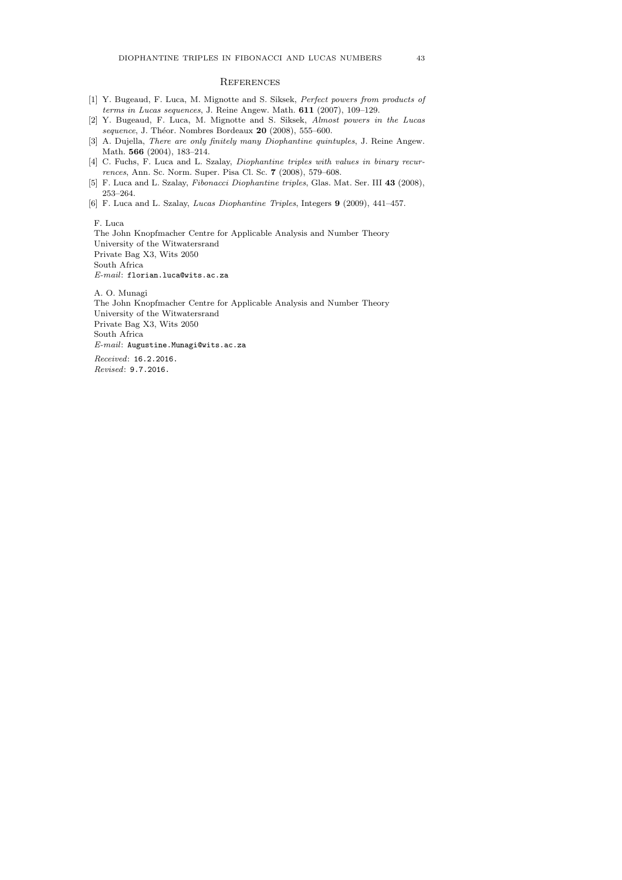## References

[1] Y. Bugeaud, F. Luca, M. Mignotte and S. Siksek, *Perfect powers from products of terms in Lucas sequences*, J. Reine Angew. Math. **611** (2007), 109–129.

[2] Y. Bugeaud, F. Luca, M. Mignotte and S. Siksek, *Almost powers in the Lucas sequence*, J. Théor. Nombres Bordeaux **20** (2008), 555–600.

[3] A. Dujella, *There are only finitely many Diophantine quintuples*, J. Reine Angew. Math. **566** (2004), 183–214.

[4] C. Fuchs, F. Luca and L. Szalay, *Diophantine triples with values in binary recurrences*, Ann. Sc. Norm. Super. Pisa Cl. Sc. **7** (2008), 579–608.

[5] F. Luca and L. Szalay, *Fibonacci Diophantine triples*, Glas. Mat. Ser. III **43** (2008), 253–264.

[6] F. Luca and L. Szalay, *Lucas Diophantine Triples*, Integers **9** (2009), 441–457.

F. Luca
The John Knopfmacher Centre for Applicable Analysis and Number Theory
University of the Witwatersrand
Private Bag X3, Wits 2050
South Africa
*E-mail*: florian.luca@wits.ac.za

A. O. Munagi
The John Knopfmacher Centre for Applicable Analysis and Number Theory
University of the Witwatersrand
Private Bag X3, Wits 2050
South Africa
*E-mail*: Augustine.Munagi@wits.ac.za

*Received*: 16.2.2016.
*Revised*: 9.7.2016.